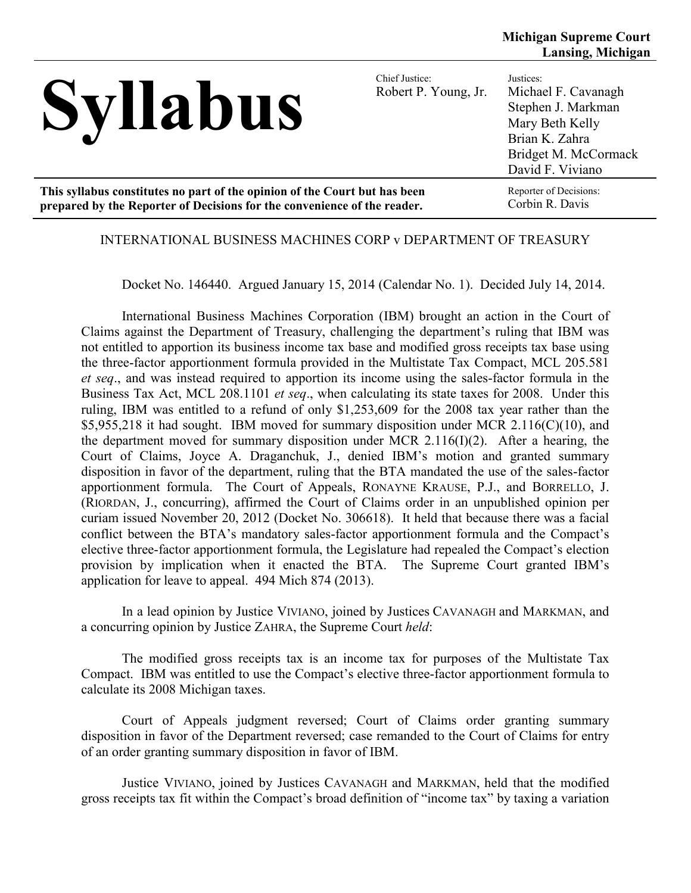**Michigan Supreme Court**
**Lansing, Michigan**

# Syllabus

Chief Justice:
Robert P. Young, Jr.

Justices:
Michael F. Cavanagh
Stephen J. Markman
Mary Beth Kelly
Brian K. Zahra
Bridget M. McCormack
David F. Viviano

**This syllabus constitutes no part of the opinion of the Court but has been prepared by the Reporter of Decisions for the convenience of the reader.**

Reporter of Decisions:
Corbin R. Davis

INTERNATIONAL BUSINESS MACHINES CORP v DEPARTMENT OF TREASURY

Docket No. 146440. Argued January 15, 2014 (Calendar No. 1). Decided July 14, 2014.

International Business Machines Corporation (IBM) brought an action in the Court of Claims against the Department of Treasury, challenging the department's ruling that IBM was not entitled to apportion its business income tax base and modified gross receipts tax base using the three-factor apportionment formula provided in the Multistate Tax Compact, MCL 205.581 *et seq*., and was instead required to apportion its income using the sales-factor formula in the Business Tax Act, MCL 208.1101 *et seq*., when calculating its state taxes for 2008. Under this ruling, IBM was entitled to a refund of only $1,253,609 for the 2008 tax year rather than the $5,955,218 it had sought. IBM moved for summary disposition under MCR 2.116(C)(10), and the department moved for summary disposition under MCR 2.116(I)(2). After a hearing, the Court of Claims, Joyce A. Draganchuk, J., denied IBM's motion and granted summary disposition in favor of the department, ruling that the BTA mandated the use of the sales-factor apportionment formula. The Court of Appeals, RONAYNE KRAUSE, P.J., and BORRELLO, J. (RIORDAN, J., concurring), affirmed the Court of Claims order in an unpublished opinion per curiam issued November 20, 2012 (Docket No. 306618). It held that because there was a facial conflict between the BTA's mandatory sales-factor apportionment formula and the Compact's elective three-factor apportionment formula, the Legislature had repealed the Compact's election provision by implication when it enacted the BTA. The Supreme Court granted IBM's application for leave to appeal. 494 Mich 874 (2013).

In a lead opinion by Justice VIVIANO, joined by Justices CAVANAGH and MARKMAN, and a concurring opinion by Justice ZAHRA, the Supreme Court *held*:

The modified gross receipts tax is an income tax for purposes of the Multistate Tax Compact. IBM was entitled to use the Compact's elective three-factor apportionment formula to calculate its 2008 Michigan taxes.

Court of Appeals judgment reversed; Court of Claims order granting summary disposition in favor of the Department reversed; case remanded to the Court of Claims for entry of an order granting summary disposition in favor of IBM.

Justice VIVIANO, joined by Justices CAVANAGH and MARKMAN, held that the modified gross receipts tax fit within the Compact's broad definition of "income tax" by taxing a variation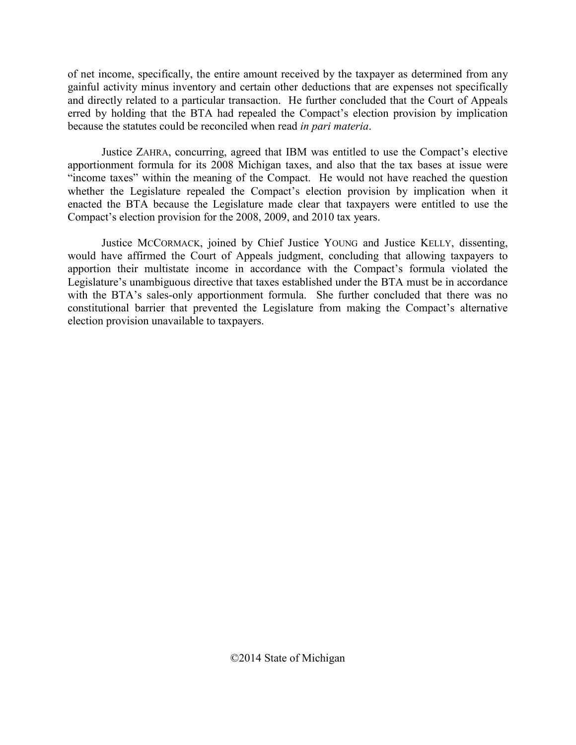of net income, specifically, the entire amount received by the taxpayer as determined from any gainful activity minus inventory and certain other deductions that are expenses not specifically and directly related to a particular transaction. He further concluded that the Court of Appeals erred by holding that the BTA had repealed the Compact's election provision by implication because the statutes could be reconciled when read *in pari materia*.

Justice ZAHRA, concurring, agreed that IBM was entitled to use the Compact's elective apportionment formula for its 2008 Michigan taxes, and also that the tax bases at issue were "income taxes" within the meaning of the Compact. He would not have reached the question whether the Legislature repealed the Compact's election provision by implication when it enacted the BTA because the Legislature made clear that taxpayers were entitled to use the Compact's election provision for the 2008, 2009, and 2010 tax years.

Justice MCCORMACK, joined by Chief Justice YOUNG and Justice KELLY, dissenting, would have affirmed the Court of Appeals judgment, concluding that allowing taxpayers to apportion their multistate income in accordance with the Compact's formula violated the Legislature's unambiguous directive that taxes established under the BTA must be in accordance with the BTA's sales-only apportionment formula. She further concluded that there was no constitutional barrier that prevented the Legislature from making the Compact's alternative election provision unavailable to taxpayers.

©2014 State of Michigan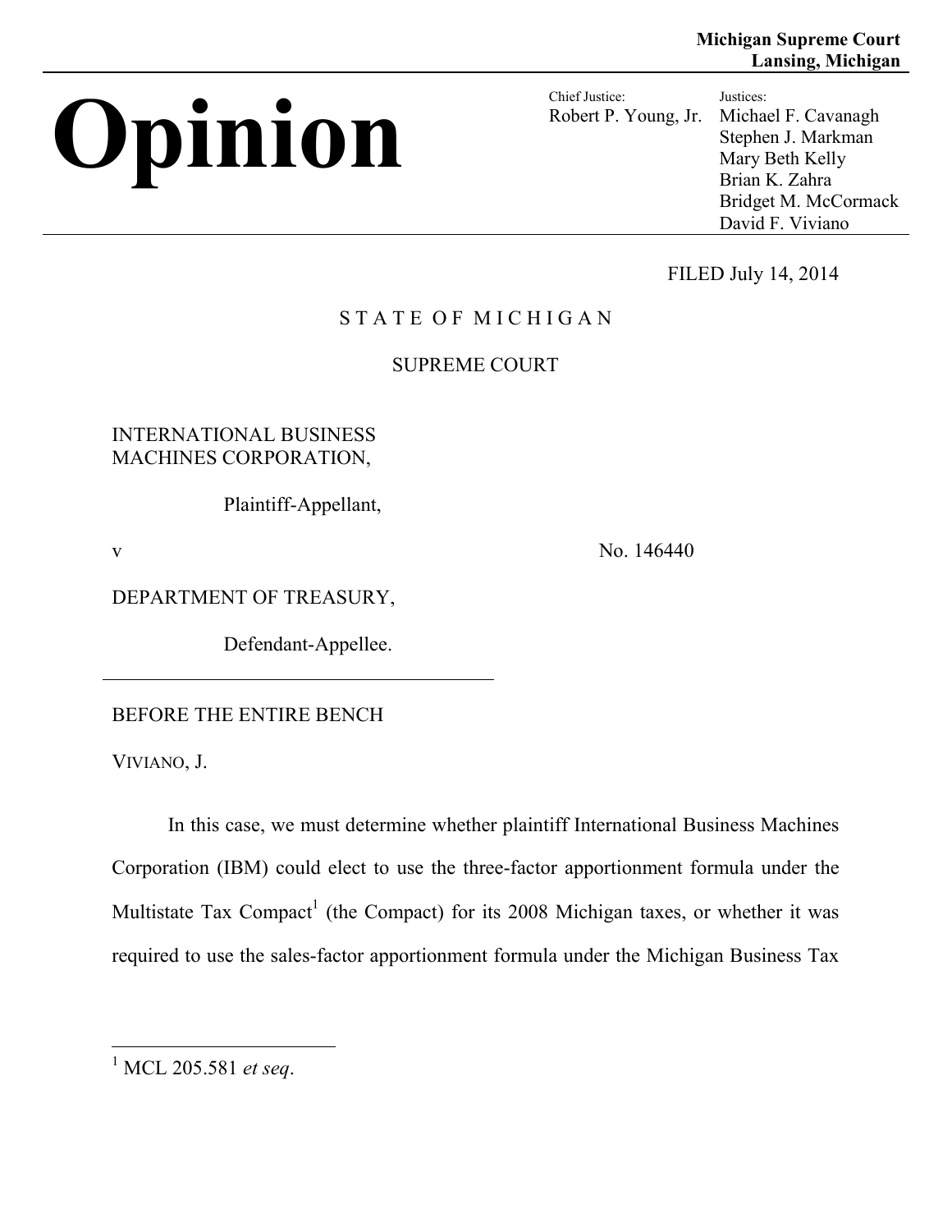Michigan Supreme Court
Lansing, Michigan

# Opinion

Chief Justice:
Robert P. Young, Jr.

Justices:
Michael F. Cavanagh
Stephen J. Markman
Mary Beth Kelly
Brian K. Zahra
Bridget M. McCormack
David F. Viviano

FILED July 14, 2014

STATE OF MICHIGAN

SUPREME COURT

INTERNATIONAL BUSINESS MACHINES CORPORATION,

Plaintiff-Appellant,

v

No. 146440

DEPARTMENT OF TREASURY,

Defendant-Appellee.

BEFORE THE ENTIRE BENCH

VIVIANO, J.

In this case, we must determine whether plaintiff International Business Machines Corporation (IBM) could elect to use the three-factor apportionment formula under the Multistate Tax Compact[1] (the Compact) for its 2008 Michigan taxes, or whether it was required to use the sales-factor apportionment formula under the Michigan Business Tax

---

[1] MCL 205.581 *et seq*.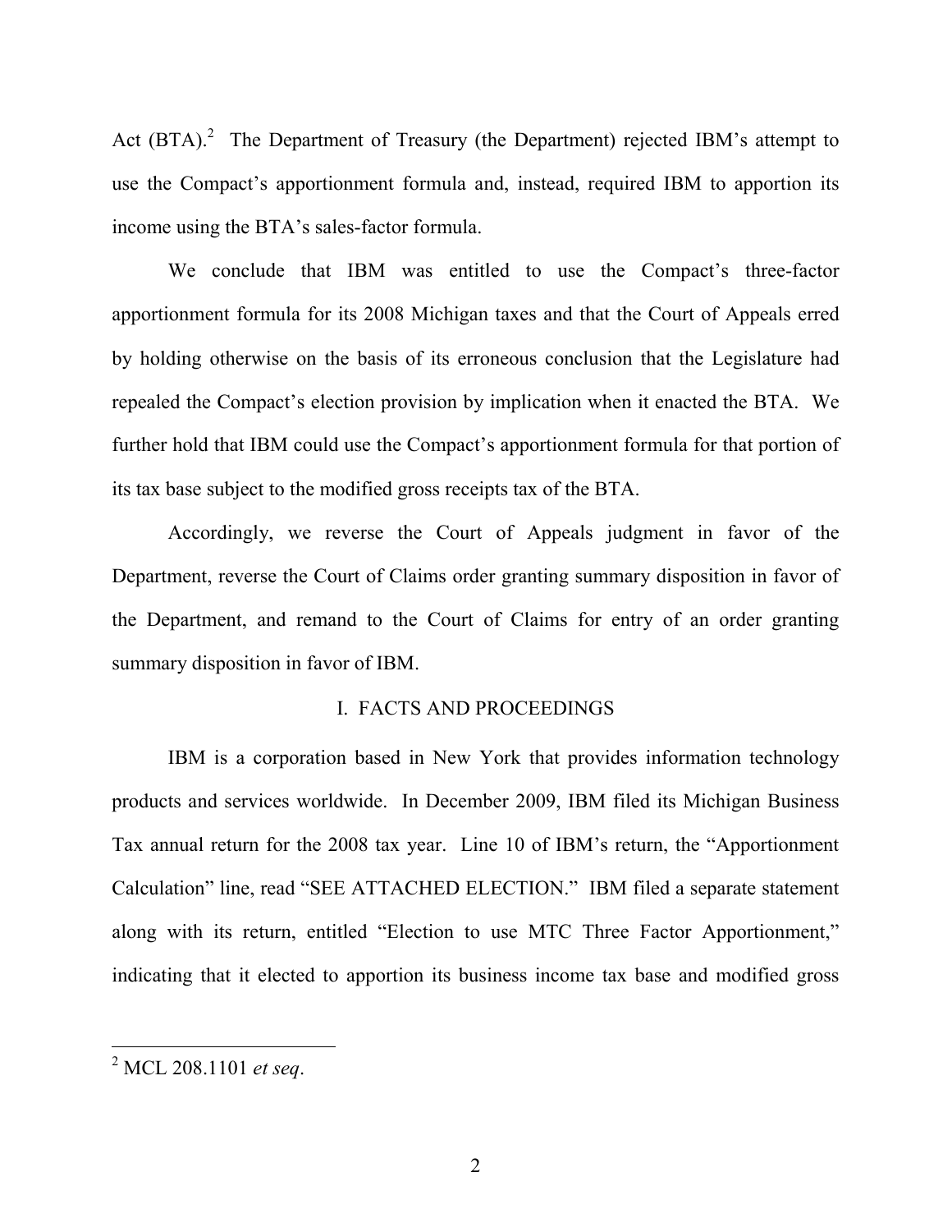Act (BTA).[2] The Department of Treasury (the Department) rejected IBM's attempt to use the Compact's apportionment formula and, instead, required IBM to apportion its income using the BTA's sales-factor formula.

We conclude that IBM was entitled to use the Compact's three-factor apportionment formula for its 2008 Michigan taxes and that the Court of Appeals erred by holding otherwise on the basis of its erroneous conclusion that the Legislature had repealed the Compact's election provision by implication when it enacted the BTA. We further hold that IBM could use the Compact's apportionment formula for that portion of its tax base subject to the modified gross receipts tax of the BTA.

Accordingly, we reverse the Court of Appeals judgment in favor of the Department, reverse the Court of Claims order granting summary disposition in favor of the Department, and remand to the Court of Claims for entry of an order granting summary disposition in favor of IBM.

## I. FACTS AND PROCEEDINGS

IBM is a corporation based in New York that provides information technology products and services worldwide. In December 2009, IBM filed its Michigan Business Tax annual return for the 2008 tax year. Line 10 of IBM's return, the "Apportionment Calculation" line, read "SEE ATTACHED ELECTION." IBM filed a separate statement along with its return, entitled "Election to use MTC Three Factor Apportionment," indicating that it elected to apportion its business income tax base and modified gross

---

[2] MCL 208.1101 *et seq*.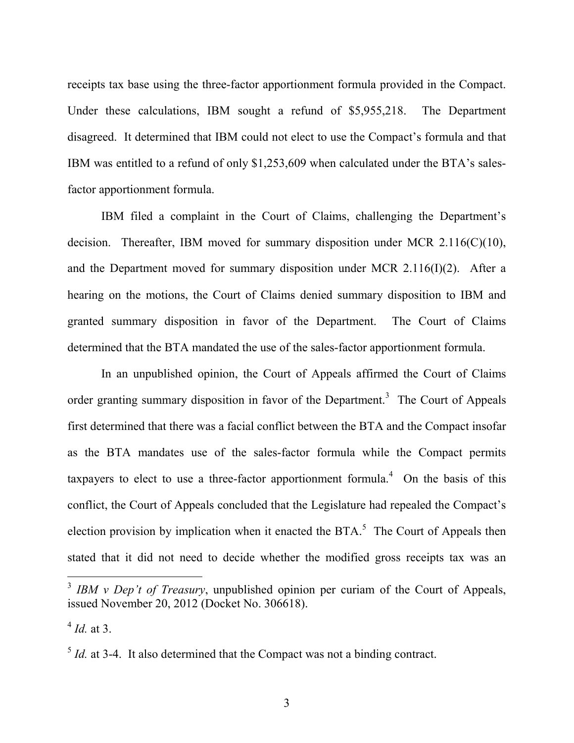receipts tax base using the three-factor apportionment formula provided in the Compact. Under these calculations, IBM sought a refund of $5,955,218. The Department disagreed. It determined that IBM could not elect to use the Compact's formula and that IBM was entitled to a refund of only $1,253,609 when calculated under the BTA's sales-factor apportionment formula.

IBM filed a complaint in the Court of Claims, challenging the Department's decision. Thereafter, IBM moved for summary disposition under MCR 2.116(C)(10), and the Department moved for summary disposition under MCR 2.116(I)(2). After a hearing on the motions, the Court of Claims denied summary disposition to IBM and granted summary disposition in favor of the Department. The Court of Claims determined that the BTA mandated the use of the sales-factor apportionment formula.

In an unpublished opinion, the Court of Appeals affirmed the Court of Claims order granting summary disposition in favor of the Department.[3] The Court of Appeals first determined that there was a facial conflict between the BTA and the Compact insofar as the BTA mandates use of the sales-factor formula while the Compact permits taxpayers to elect to use a three-factor apportionment formula.[4] On the basis of this conflict, the Court of Appeals concluded that the Legislature had repealed the Compact's election provision by implication when it enacted the BTA.[5] The Court of Appeals then stated that it did not need to decide whether the modified gross receipts tax was an

---

[3] *IBM v Dep't of Treasury*, unpublished opinion per curiam of the Court of Appeals, issued November 20, 2012 (Docket No. 306618).

[4] *Id.* at 3.

[5] *Id.* at 3-4. It also determined that the Compact was not a binding contract.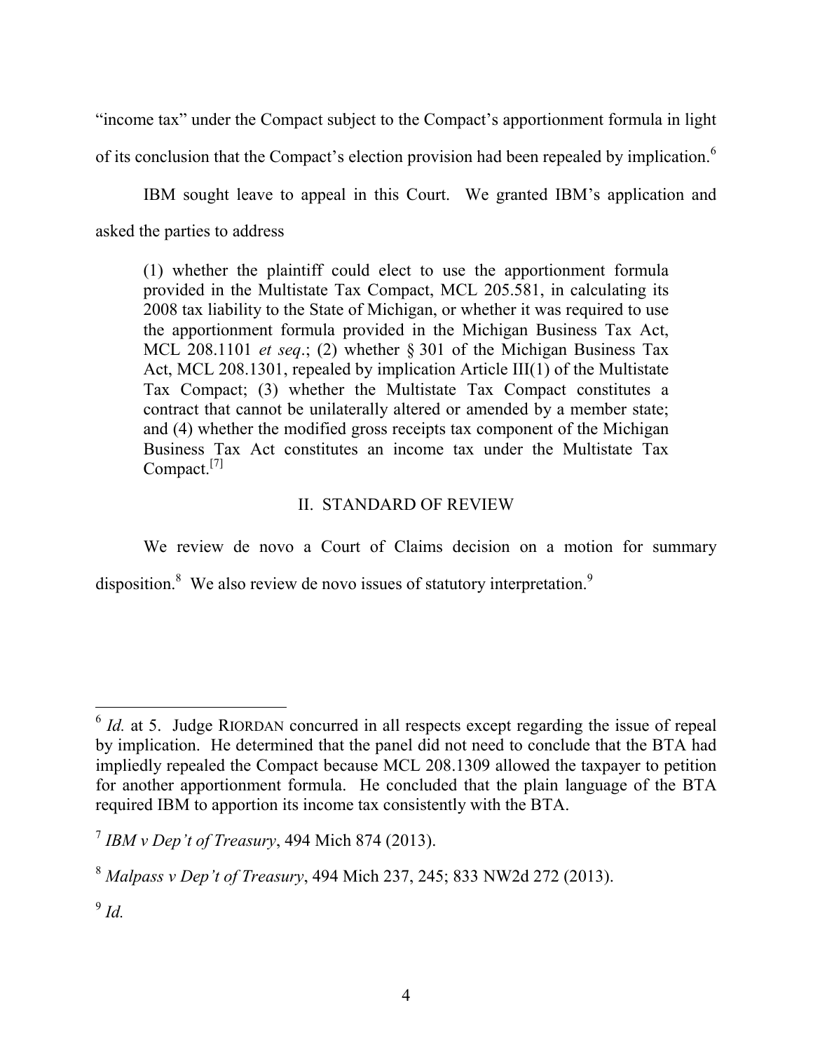"income tax" under the Compact subject to the Compact's apportionment formula in light of its conclusion that the Compact's election provision had been repealed by implication.[6]

IBM sought leave to appeal in this Court. We granted IBM's application and asked the parties to address

> (1) whether the plaintiff could elect to use the apportionment formula provided in the Multistate Tax Compact, MCL 205.581, in calculating its 2008 tax liability to the State of Michigan, or whether it was required to use the apportionment formula provided in the Michigan Business Tax Act, MCL 208.1101 *et seq*.; (2) whether § 301 of the Michigan Business Tax Act, MCL 208.1301, repealed by implication Article III(1) of the Multistate Tax Compact; (3) whether the Multistate Tax Compact constitutes a contract that cannot be unilaterally altered or amended by a member state; and (4) whether the modified gross receipts tax component of the Michigan Business Tax Act constitutes an income tax under the Multistate Tax Compact.[7]

## II. STANDARD OF REVIEW

We review de novo a Court of Claims decision on a motion for summary disposition.[8] We also review de novo issues of statutory interpretation.[9]

---

[6] *Id.* at 5. Judge RIORDAN concurred in all respects except regarding the issue of repeal by implication. He determined that the panel did not need to conclude that the BTA had impliedly repealed the Compact because MCL 208.1309 allowed the taxpayer to petition for another apportionment formula. He concluded that the plain language of the BTA required IBM to apportion its income tax consistently with the BTA.

[7] *IBM v Dep't of Treasury*, 494 Mich 874 (2013).

[8] *Malpass v Dep't of Treasury*, 494 Mich 237, 245; 833 NW2d 272 (2013).

[9] *Id.*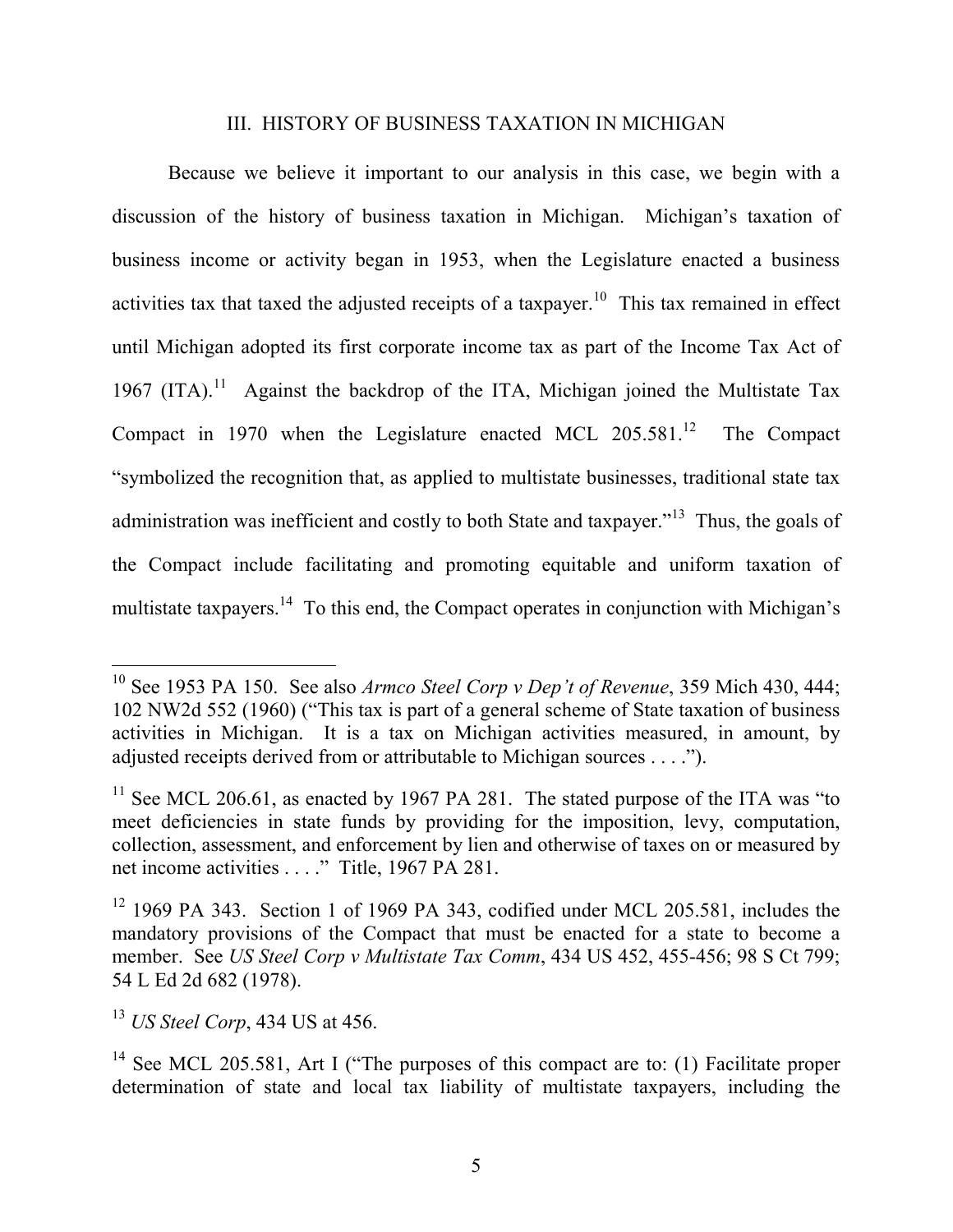## III. HISTORY OF BUSINESS TAXATION IN MICHIGAN

Because we believe it important to our analysis in this case, we begin with a discussion of the history of business taxation in Michigan. Michigan's taxation of business income or activity began in 1953, when the Legislature enacted a business activities tax that taxed the adjusted receipts of a taxpayer.[10] This tax remained in effect until Michigan adopted its first corporate income tax as part of the Income Tax Act of 1967 (ITA).[11] Against the backdrop of the ITA, Michigan joined the Multistate Tax Compact in 1970 when the Legislature enacted MCL 205.581.[12] The Compact "symbolized the recognition that, as applied to multistate businesses, traditional state tax administration was inefficient and costly to both State and taxpayer."[13] Thus, the goals of the Compact include facilitating and promoting equitable and uniform taxation of multistate taxpayers.[14] To this end, the Compact operates in conjunction with Michigan's

---

[10] See 1953 PA 150. See also *Armco Steel Corp v Dep't of Revenue*, 359 Mich 430, 444; 102 NW2d 552 (1960) ("This tax is part of a general scheme of State taxation of business activities in Michigan. It is a tax on Michigan activities measured, in amount, by adjusted receipts derived from or attributable to Michigan sources . . . .").

[11] See MCL 206.61, as enacted by 1967 PA 281. The stated purpose of the ITA was "to meet deficiencies in state funds by providing for the imposition, levy, computation, collection, assessment, and enforcement by lien and otherwise of taxes on or measured by net income activities . . . ." Title, 1967 PA 281.

[12] 1969 PA 343. Section 1 of 1969 PA 343, codified under MCL 205.581, includes the mandatory provisions of the Compact that must be enacted for a state to become a member. See *US Steel Corp v Multistate Tax Comm*, 434 US 452, 455-456; 98 S Ct 799; 54 L Ed 2d 682 (1978).

[13] *US Steel Corp*, 434 US at 456.

[14] See MCL 205.581, Art I ("The purposes of this compact are to: (1) Facilitate proper determination of state and local tax liability of multistate taxpayers, including the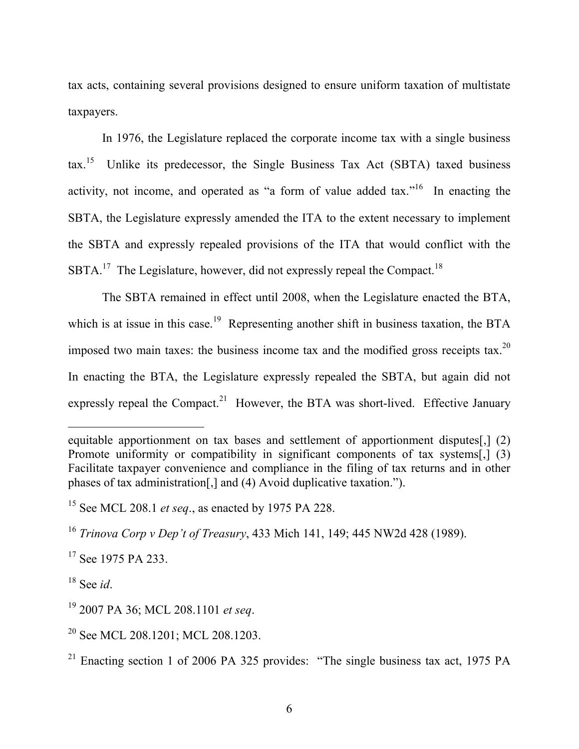tax acts, containing several provisions designed to ensure uniform taxation of multistate taxpayers.

In 1976, the Legislature replaced the corporate income tax with a single business tax.[15] Unlike its predecessor, the Single Business Tax Act (SBTA) taxed business activity, not income, and operated as "a form of value added tax."[16] In enacting the SBTA, the Legislature expressly amended the ITA to the extent necessary to implement the SBTA and expressly repealed provisions of the ITA that would conflict with the SBTA.[17] The Legislature, however, did not expressly repeal the Compact.[18]

The SBTA remained in effect until 2008, when the Legislature enacted the BTA, which is at issue in this case.[19] Representing another shift in business taxation, the BTA imposed two main taxes: the business income tax and the modified gross receipts tax.[20] In enacting the BTA, the Legislature expressly repealed the SBTA, but again did not expressly repeal the Compact.[21] However, the BTA was short-lived. Effective January

---

equitable apportionment on tax bases and settlement of apportionment disputes[,] (2) Promote uniformity or compatibility in significant components of tax systems[,] (3) Facilitate taxpayer convenience and compliance in the filing of tax returns and in other phases of tax administration[,] and (4) Avoid duplicative taxation.").

[15] See MCL 208.1 *et seq*., as enacted by 1975 PA 228.

[16] *Trinova Corp v Dep't of Treasury*, 433 Mich 141, 149; 445 NW2d 428 (1989).

[17] See 1975 PA 233.

[18] See *id*.

[19] 2007 PA 36; MCL 208.1101 *et seq*.

[20] See MCL 208.1201; MCL 208.1203.

[21] Enacting section 1 of 2006 PA 325 provides: "The single business tax act, 1975 PA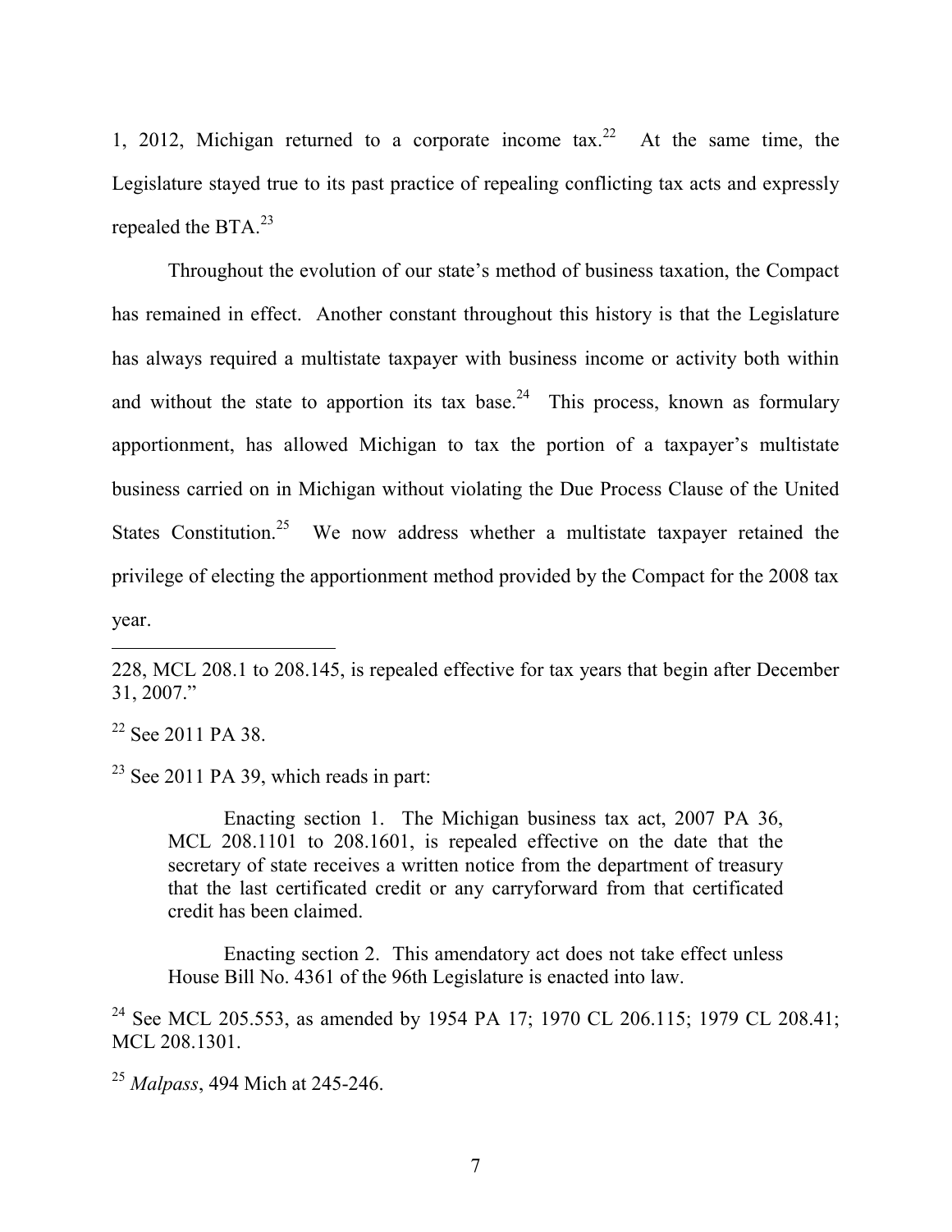1, 2012, Michigan returned to a corporate income tax.[22] At the same time, the Legislature stayed true to its past practice of repealing conflicting tax acts and expressly repealed the BTA.[23]

Throughout the evolution of our state's method of business taxation, the Compact has remained in effect. Another constant throughout this history is that the Legislature has always required a multistate taxpayer with business income or activity both within and without the state to apportion its tax base.[24] This process, known as formulary apportionment, has allowed Michigan to tax the portion of a taxpayer's multistate business carried on in Michigan without violating the Due Process Clause of the United States Constitution.[25] We now address whether a multistate taxpayer retained the privilege of electing the apportionment method provided by the Compact for the 2008 tax year.

---

228, MCL 208.1 to 208.145, is repealed effective for tax years that begin after December 31, 2007."

[22] See 2011 PA 38.

[23] See 2011 PA 39, which reads in part:

> Enacting section 1. The Michigan business tax act, 2007 PA 36, MCL 208.1101 to 208.1601, is repealed effective on the date that the secretary of state receives a written notice from the department of treasury that the last certificated credit or any carryforward from that certificated credit has been claimed.
>
> Enacting section 2. This amendatory act does not take effect unless House Bill No. 4361 of the 96th Legislature is enacted into law.

[24] See MCL 205.553, as amended by 1954 PA 17; 1970 CL 206.115; 1979 CL 208.41; MCL 208.1301.

[25] *Malpass*, 494 Mich at 245-246.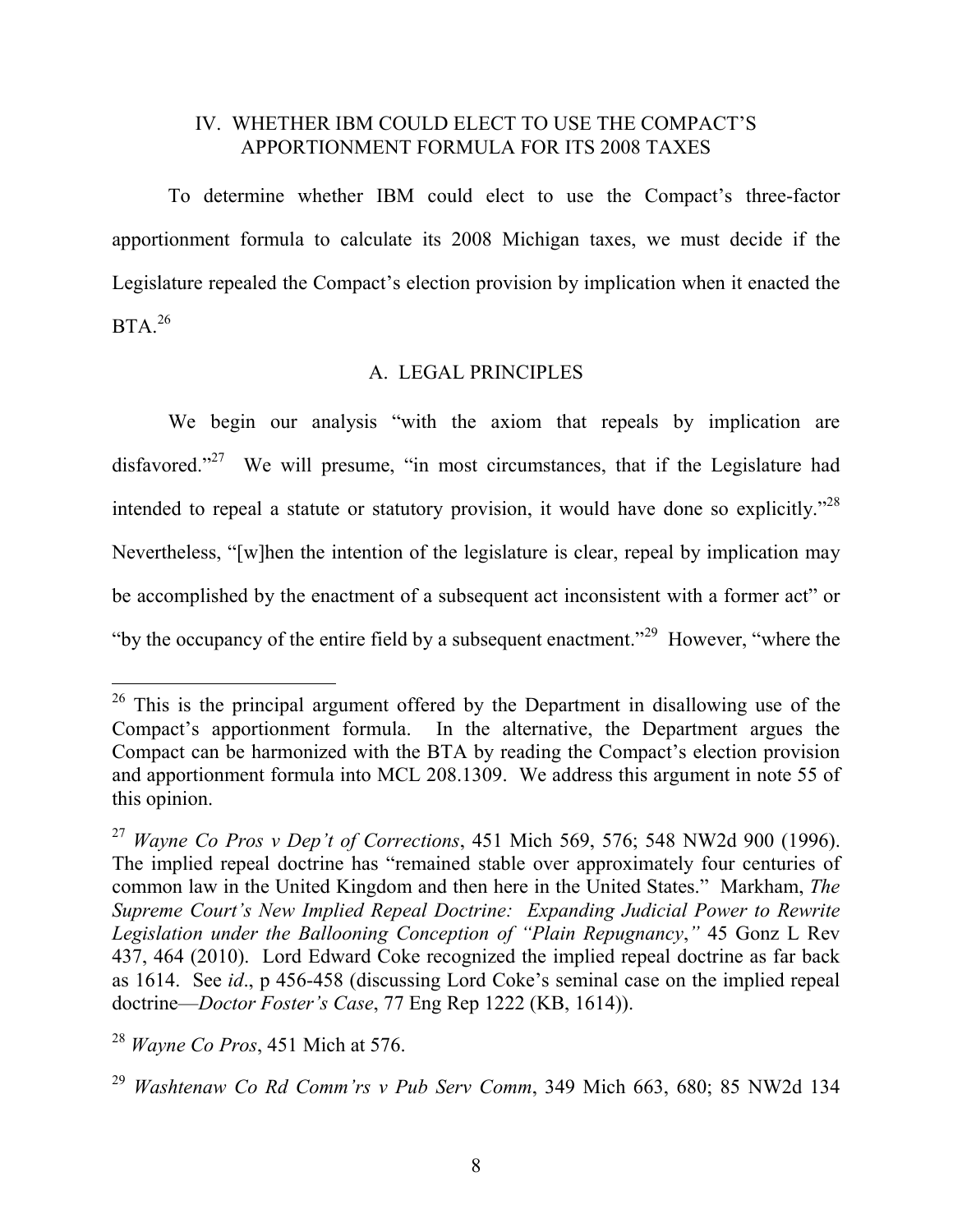## IV. WHETHER IBM COULD ELECT TO USE THE COMPACT'S APPORTIONMENT FORMULA FOR ITS 2008 TAXES

To determine whether IBM could elect to use the Compact's three-factor apportionment formula to calculate its 2008 Michigan taxes, we must decide if the Legislature repealed the Compact's election provision by implication when it enacted the BTA.[26]

### A. LEGAL PRINCIPLES

We begin our analysis "with the axiom that repeals by implication are disfavored."[27] We will presume, "in most circumstances, that if the Legislature had intended to repeal a statute or statutory provision, it would have done so explicitly."[28] Nevertheless, "[w]hen the intention of the legislature is clear, repeal by implication may be accomplished by the enactment of a subsequent act inconsistent with a former act" or "by the occupancy of the entire field by a subsequent enactment."[29] However, "where the

---

[26] This is the principal argument offered by the Department in disallowing use of the Compact's apportionment formula. In the alternative, the Department argues the Compact can be harmonized with the BTA by reading the Compact's election provision and apportionment formula into MCL 208.1309. We address this argument in note 55 of this opinion.

[27] *Wayne Co Pros v Dep't of Corrections*, 451 Mich 569, 576; 548 NW2d 900 (1996). The implied repeal doctrine has "remained stable over approximately four centuries of common law in the United Kingdom and then here in the United States." Markham, *The Supreme Court's New Implied Repeal Doctrine: Expanding Judicial Power to Rewrite Legislation under the Ballooning Conception of "Plain Repugnancy*,*"* 45 Gonz L Rev 437, 464 (2010). Lord Edward Coke recognized the implied repeal doctrine as far back as 1614. See *id*., p 456-458 (discussing Lord Coke's seminal case on the implied repeal doctrine—*Doctor Foster's Case*, 77 Eng Rep 1222 (KB, 1614)).

[28] *Wayne Co Pros*, 451 Mich at 576.

[29] *Washtenaw Co Rd Comm'rs v Pub Serv Comm*, 349 Mich 663, 680; 85 NW2d 134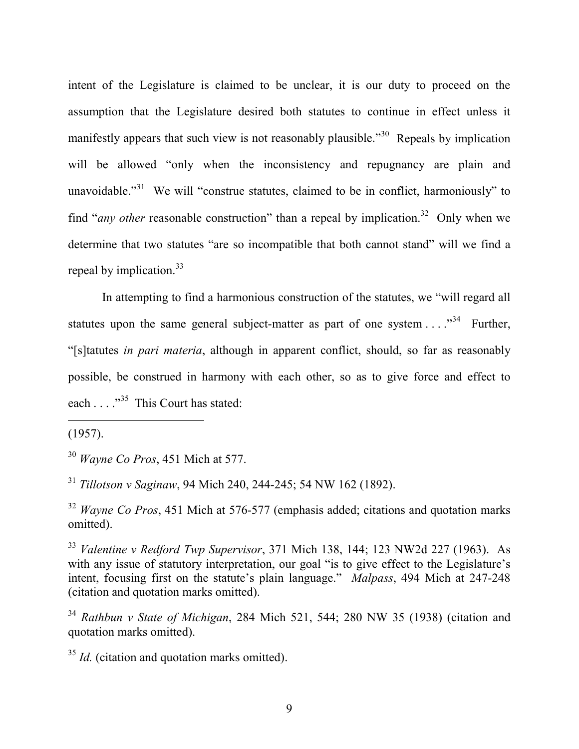intent of the Legislature is claimed to be unclear, it is our duty to proceed on the assumption that the Legislature desired both statutes to continue in effect unless it manifestly appears that such view is not reasonably plausible."[30] Repeals by implication will be allowed "only when the inconsistency and repugnancy are plain and unavoidable."[31] We will "construe statutes, claimed to be in conflict, harmoniously" to find "*any other* reasonable construction" than a repeal by implication.[32] Only when we determine that two statutes "are so incompatible that both cannot stand" will we find a repeal by implication.[33]

In attempting to find a harmonious construction of the statutes, we "will regard all statutes upon the same general subject-matter as part of one system . . . ."[34] Further, "[s]tatutes *in pari materia*, although in apparent conflict, should, so far as reasonably possible, be construed in harmony with each other, so as to give force and effect to each . . . ."[35] This Court has stated:

---

(1957).

[30] *Wayne Co Pros*, 451 Mich at 577.

[31] *Tillotson v Saginaw*, 94 Mich 240, 244-245; 54 NW 162 (1892).

[32] *Wayne Co Pros*, 451 Mich at 576-577 (emphasis added; citations and quotation marks omitted).

[33] *Valentine v Redford Twp Supervisor*, 371 Mich 138, 144; 123 NW2d 227 (1963). As with any issue of statutory interpretation, our goal "is to give effect to the Legislature's intent, focusing first on the statute's plain language." *Malpass*, 494 Mich at 247-248 (citation and quotation marks omitted).

[34] *Rathbun v State of Michigan*, 284 Mich 521, 544; 280 NW 35 (1938) (citation and quotation marks omitted).

[35] *Id.* (citation and quotation marks omitted).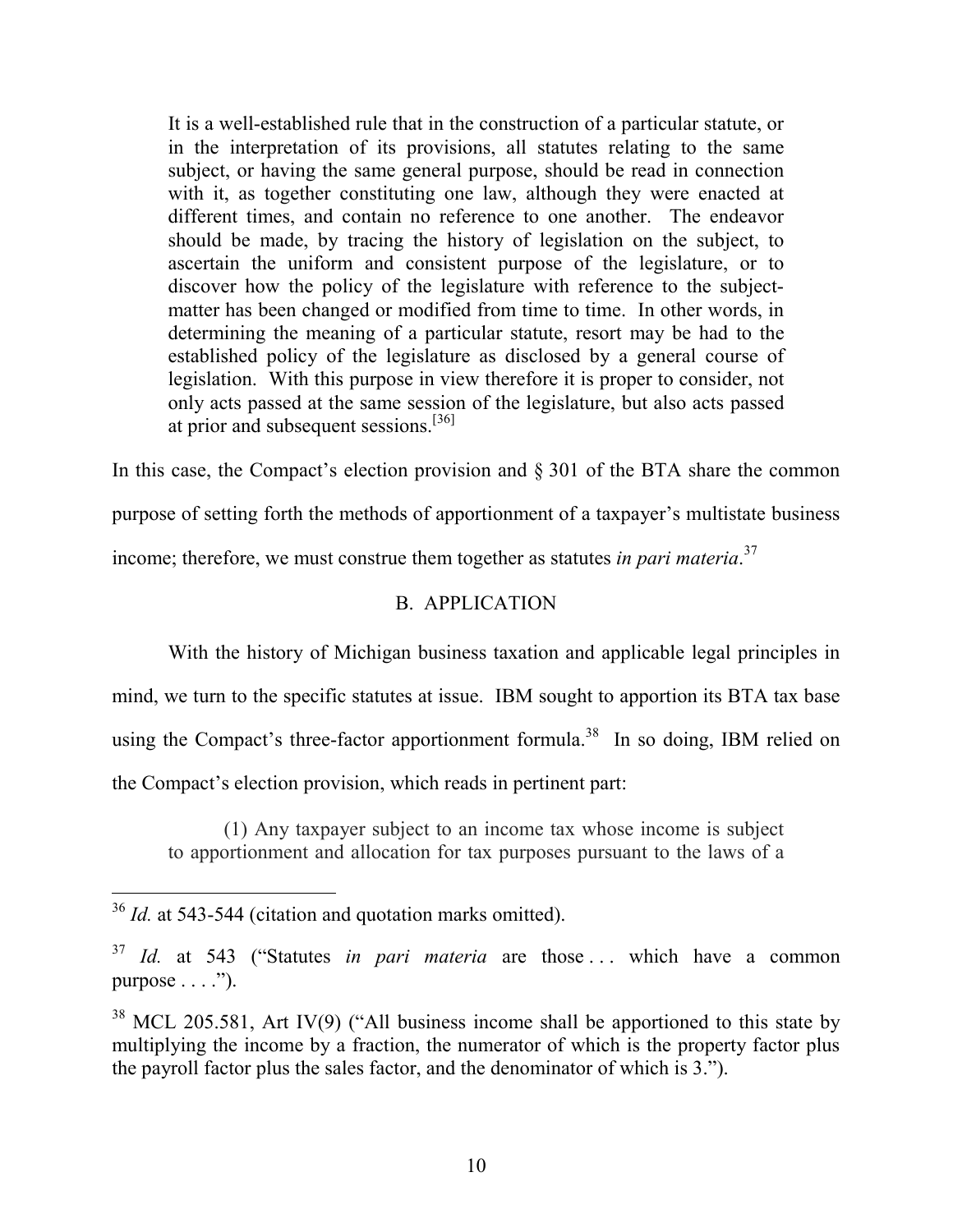> It is a well-established rule that in the construction of a particular statute, or in the interpretation of its provisions, all statutes relating to the same subject, or having the same general purpose, should be read in connection with it, as together constituting one law, although they were enacted at different times, and contain no reference to one another. The endeavor should be made, by tracing the history of legislation on the subject, to ascertain the uniform and consistent purpose of the legislature, or to discover how the policy of the legislature with reference to the subject-matter has been changed or modified from time to time. In other words, in determining the meaning of a particular statute, resort may be had to the established policy of the legislature as disclosed by a general course of legislation. With this purpose in view therefore it is proper to consider, not only acts passed at the same session of the legislature, but also acts passed at prior and subsequent sessions.[36]

In this case, the Compact's election provision and § 301 of the BTA share the common purpose of setting forth the methods of apportionment of a taxpayer's multistate business income; therefore, we must construe them together as statutes *in pari materia*.[37]

### B. APPLICATION

With the history of Michigan business taxation and applicable legal principles in mind, we turn to the specific statutes at issue. IBM sought to apportion its BTA tax base using the Compact's three-factor apportionment formula.[38] In so doing, IBM relied on the Compact's election provision, which reads in pertinent part:

> (1) Any taxpayer subject to an income tax whose income is subject to apportionment and allocation for tax purposes pursuant to the laws of a

---

[36] *Id.* at 543-544 (citation and quotation marks omitted).

[37] *Id.* at 543 ("Statutes *in pari materia* are those . . . which have a common purpose . . . .").

[38] MCL 205.581, Art IV(9) ("All business income shall be apportioned to this state by multiplying the income by a fraction, the numerator of which is the property factor plus the payroll factor plus the sales factor, and the denominator of which is 3.").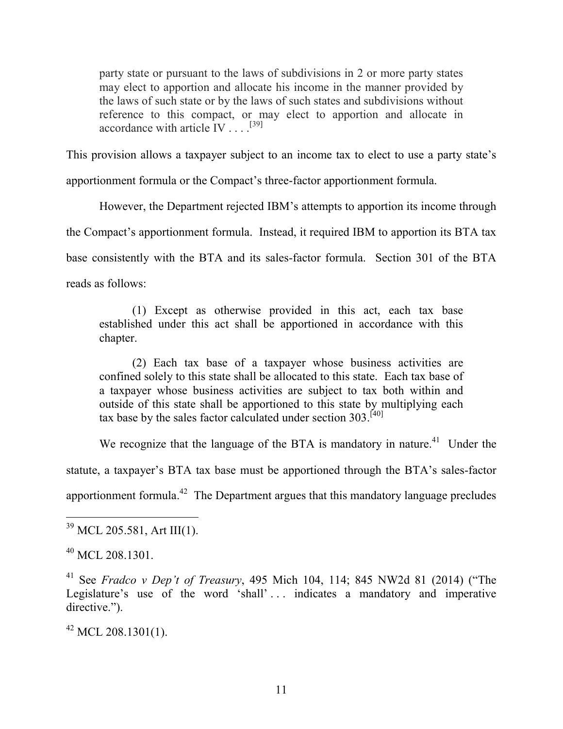> party state or pursuant to the laws of subdivisions in 2 or more party states may elect to apportion and allocate his income in the manner provided by the laws of such state or by the laws of such states and subdivisions without reference to this compact, or may elect to apportion and allocate in accordance with article IV . . . .[39]

This provision allows a taxpayer subject to an income tax to elect to use a party state's apportionment formula or the Compact's three-factor apportionment formula.

However, the Department rejected IBM's attempts to apportion its income through the Compact's apportionment formula. Instead, it required IBM to apportion its BTA tax base consistently with the BTA and its sales-factor formula. Section 301 of the BTA reads as follows:

> (1) Except as otherwise provided in this act, each tax base established under this act shall be apportioned in accordance with this chapter.
>
> (2) Each tax base of a taxpayer whose business activities are confined solely to this state shall be allocated to this state. Each tax base of a taxpayer whose business activities are subject to tax both within and outside of this state shall be apportioned to this state by multiplying each tax base by the sales factor calculated under section 303.[40]

We recognize that the language of the BTA is mandatory in nature.[41] Under the statute, a taxpayer's BTA tax base must be apportioned through the BTA's sales-factor apportionment formula.[42] The Department argues that this mandatory language precludes

---

[39] MCL 205.581, Art III(1).

[40] MCL 208.1301.

[41] See *Fradco v Dep't of Treasury*, 495 Mich 104, 114; 845 NW2d 81 (2014) ("The Legislature's use of the word 'shall' . . . indicates a mandatory and imperative directive.").

[42] MCL 208.1301(1).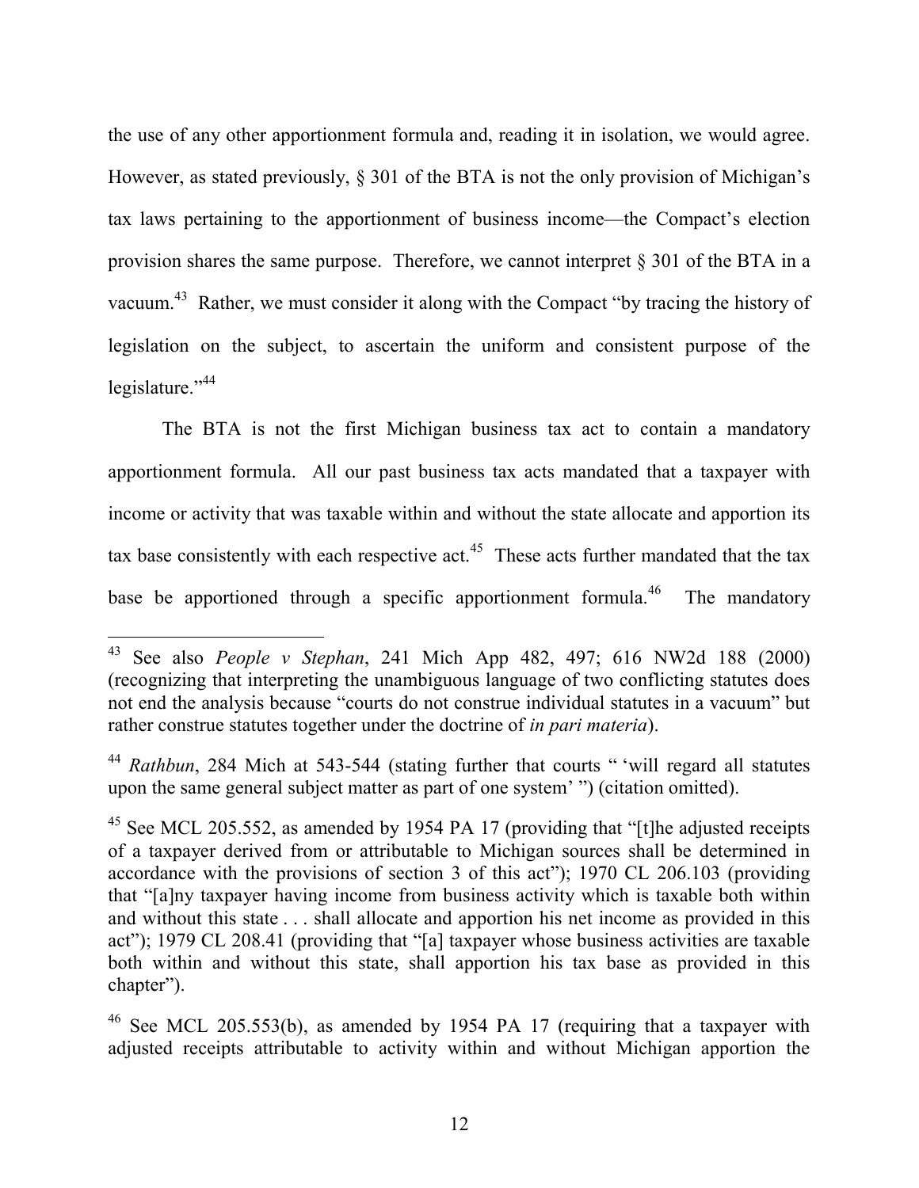the use of any other apportionment formula and, reading it in isolation, we would agree. However, as stated previously, § 301 of the BTA is not the only provision of Michigan's tax laws pertaining to the apportionment of business income—the Compact's election provision shares the same purpose. Therefore, we cannot interpret § 301 of the BTA in a vacuum.[43] Rather, we must consider it along with the Compact "by tracing the history of legislation on the subject, to ascertain the uniform and consistent purpose of the legislature."[44]

The BTA is not the first Michigan business tax act to contain a mandatory apportionment formula. All our past business tax acts mandated that a taxpayer with income or activity that was taxable within and without the state allocate and apportion its tax base consistently with each respective act.[45] These acts further mandated that the tax base be apportioned through a specific apportionment formula.[46] The mandatory

---

[43] See also *People v Stephan*, 241 Mich App 482, 497; 616 NW2d 188 (2000) (recognizing that interpreting the unambiguous language of two conflicting statutes does not end the analysis because "courts do not construe individual statutes in a vacuum" but rather construe statutes together under the doctrine of *in pari materia*).

[44] *Rathbun*, 284 Mich at 543-544 (stating further that courts " 'will regard all statutes upon the same general subject matter as part of one system' ") (citation omitted).

[45] See MCL 205.552, as amended by 1954 PA 17 (providing that "[t]he adjusted receipts of a taxpayer derived from or attributable to Michigan sources shall be determined in accordance with the provisions of section 3 of this act"); 1970 CL 206.103 (providing that "[a]ny taxpayer having income from business activity which is taxable both within and without this state . . . shall allocate and apportion his net income as provided in this act"); 1979 CL 208.41 (providing that "[a] taxpayer whose business activities are taxable both within and without this state, shall apportion his tax base as provided in this chapter").

[46] See MCL 205.553(b), as amended by 1954 PA 17 (requiring that a taxpayer with adjusted receipts attributable to activity within and without Michigan apportion the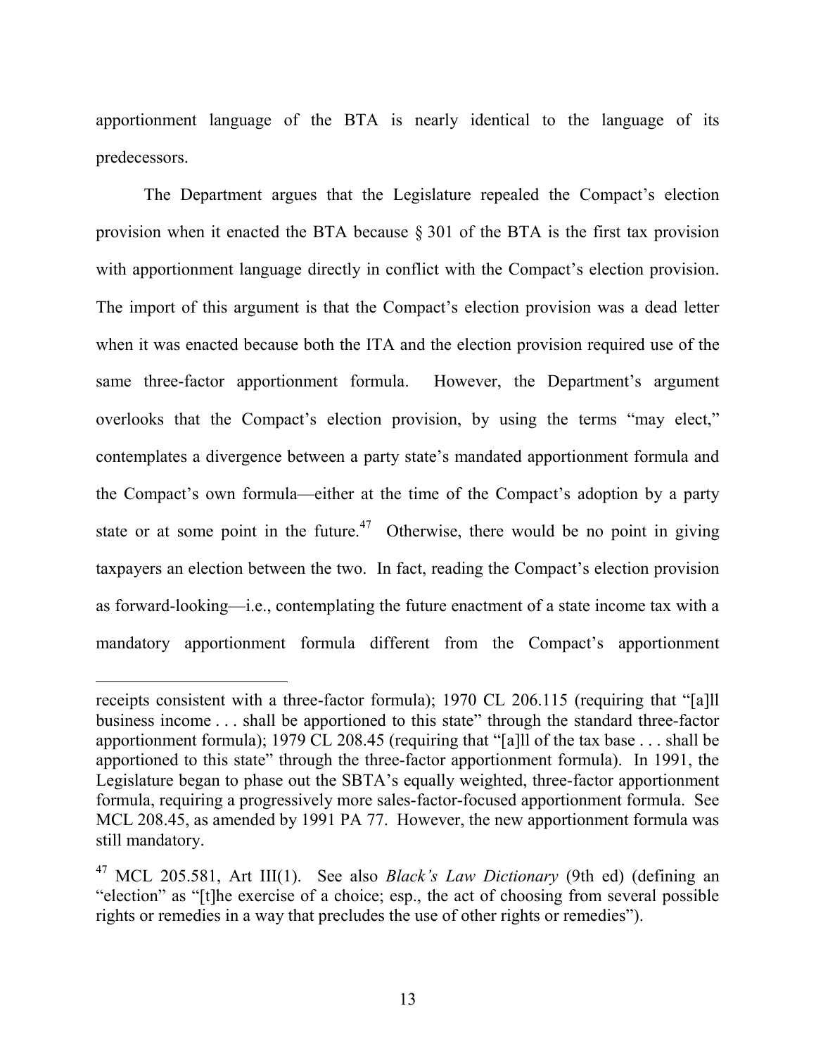apportionment language of the BTA is nearly identical to the language of its predecessors.

The Department argues that the Legislature repealed the Compact's election provision when it enacted the BTA because § 301 of the BTA is the first tax provision with apportionment language directly in conflict with the Compact's election provision. The import of this argument is that the Compact's election provision was a dead letter when it was enacted because both the ITA and the election provision required use of the same three-factor apportionment formula. However, the Department's argument overlooks that the Compact's election provision, by using the terms "may elect," contemplates a divergence between a party state's mandated apportionment formula and the Compact's own formula—either at the time of the Compact's adoption by a party state or at some point in the future.[47] Otherwise, there would be no point in giving taxpayers an election between the two. In fact, reading the Compact's election provision as forward-looking—i.e., contemplating the future enactment of a state income tax with a mandatory apportionment formula different from the Compact's apportionment

---

receipts consistent with a three-factor formula); 1970 CL 206.115 (requiring that "[a]ll business income . . . shall be apportioned to this state" through the standard three-factor apportionment formula); 1979 CL 208.45 (requiring that "[a]ll of the tax base . . . shall be apportioned to this state" through the three-factor apportionment formula). In 1991, the Legislature began to phase out the SBTA's equally weighted, three-factor apportionment formula, requiring a progressively more sales-factor-focused apportionment formula. See MCL 208.45, as amended by 1991 PA 77. However, the new apportionment formula was still mandatory.

[47] MCL 205.581, Art III(1). See also *Black's Law Dictionary* (9th ed) (defining an "election" as "[t]he exercise of a choice; esp., the act of choosing from several possible rights or remedies in a way that precludes the use of other rights or remedies").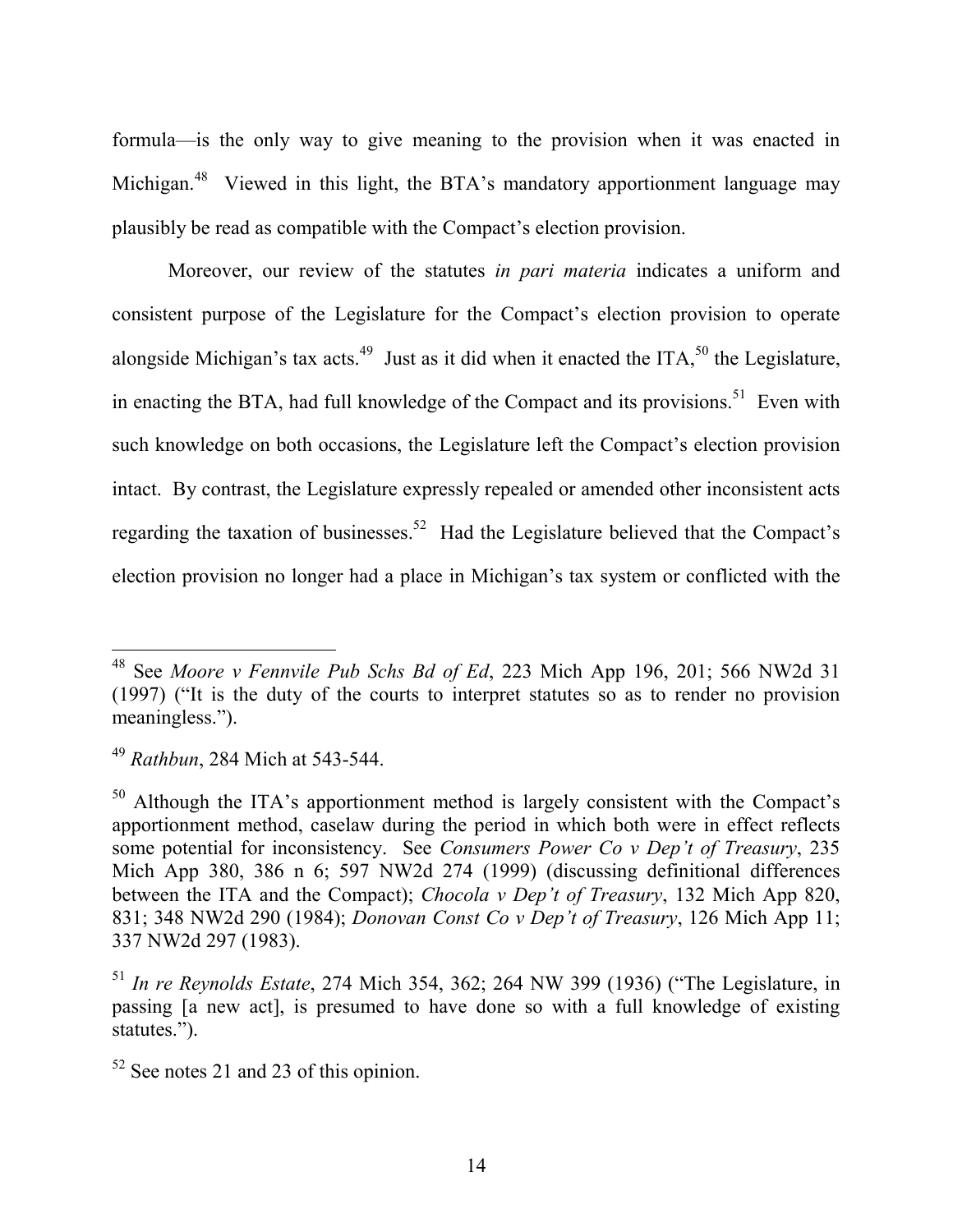formula—is the only way to give meaning to the provision when it was enacted in Michigan.[48] Viewed in this light, the BTA's mandatory apportionment language may plausibly be read as compatible with the Compact's election provision.

Moreover, our review of the statutes *in pari materia* indicates a uniform and consistent purpose of the Legislature for the Compact's election provision to operate alongside Michigan's tax acts.[49] Just as it did when it enacted the ITA,[50] the Legislature, in enacting the BTA, had full knowledge of the Compact and its provisions.[51] Even with such knowledge on both occasions, the Legislature left the Compact's election provision intact. By contrast, the Legislature expressly repealed or amended other inconsistent acts regarding the taxation of businesses.[52] Had the Legislature believed that the Compact's election provision no longer had a place in Michigan's tax system or conflicted with the

---

[48] See *Moore v Fennvile Pub Schs Bd of Ed*, 223 Mich App 196, 201; 566 NW2d 31 (1997) ("It is the duty of the courts to interpret statutes so as to render no provision meaningless.").

[49] *Rathbun*, 284 Mich at 543-544.

[50] Although the ITA's apportionment method is largely consistent with the Compact's apportionment method, caselaw during the period in which both were in effect reflects some potential for inconsistency. See *Consumers Power Co v Dep't of Treasury*, 235 Mich App 380, 386 n 6; 597 NW2d 274 (1999) (discussing definitional differences between the ITA and the Compact); *Chocola v Dep't of Treasury*, 132 Mich App 820, 831; 348 NW2d 290 (1984); *Donovan Const Co v Dep't of Treasury*, 126 Mich App 11; 337 NW2d 297 (1983).

[51] *In re Reynolds Estate*, 274 Mich 354, 362; 264 NW 399 (1936) ("The Legislature, in passing [a new act], is presumed to have done so with a full knowledge of existing statutes.").

[52] See notes 21 and 23 of this opinion.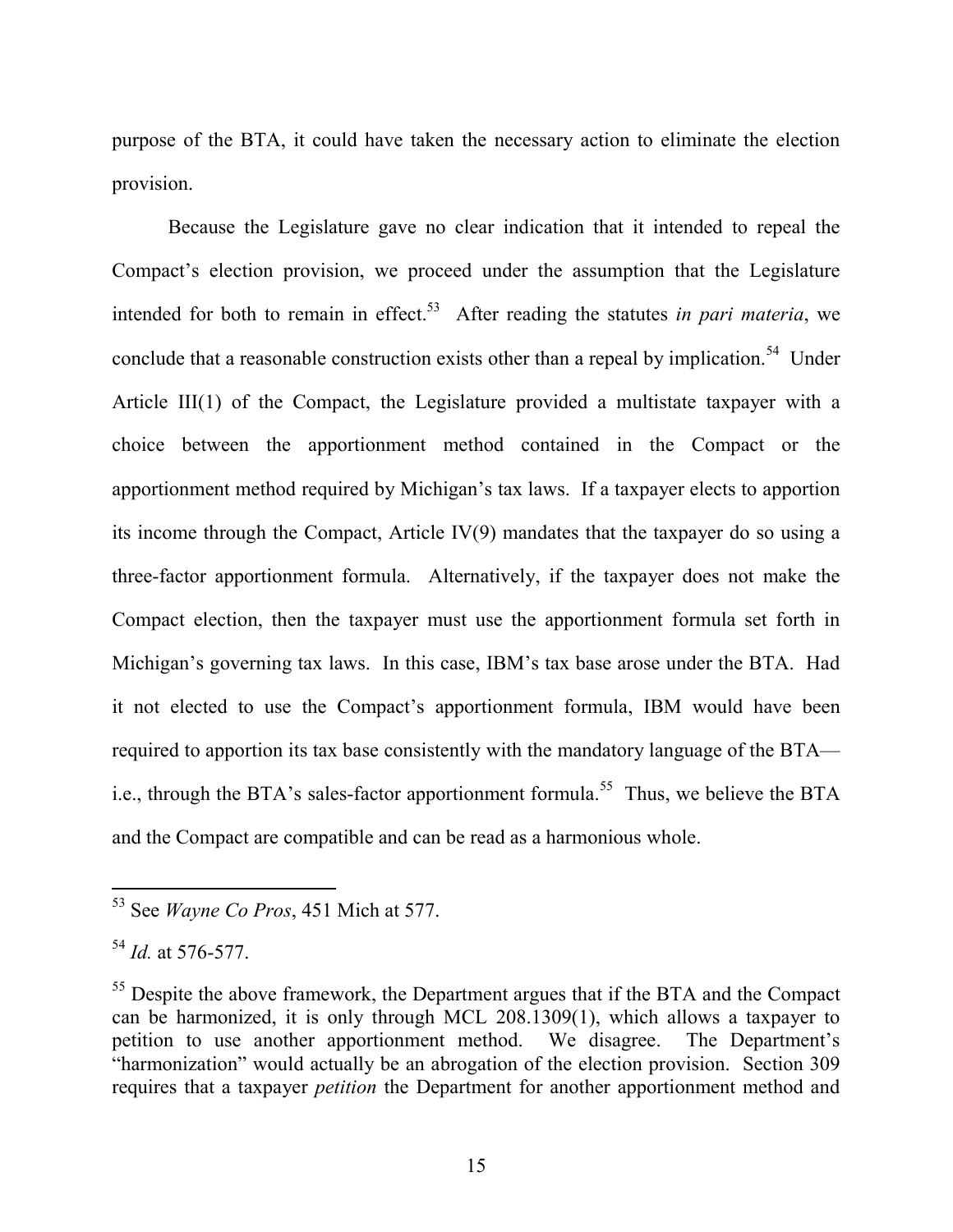purpose of the BTA, it could have taken the necessary action to eliminate the election provision.

Because the Legislature gave no clear indication that it intended to repeal the Compact's election provision, we proceed under the assumption that the Legislature intended for both to remain in effect.[53] After reading the statutes *in pari materia*, we conclude that a reasonable construction exists other than a repeal by implication.[54] Under Article III(1) of the Compact, the Legislature provided a multistate taxpayer with a choice between the apportionment method contained in the Compact or the apportionment method required by Michigan's tax laws. If a taxpayer elects to apportion its income through the Compact, Article IV(9) mandates that the taxpayer do so using a three-factor apportionment formula. Alternatively, if the taxpayer does not make the Compact election, then the taxpayer must use the apportionment formula set forth in Michigan's governing tax laws. In this case, IBM's tax base arose under the BTA. Had it not elected to use the Compact's apportionment formula, IBM would have been required to apportion its tax base consistently with the mandatory language of the BTA—i.e., through the BTA's sales-factor apportionment formula.[55] Thus, we believe the BTA and the Compact are compatible and can be read as a harmonious whole.

---

[53] See *Wayne Co Pros*, 451 Mich at 577.

[54] *Id.* at 576-577.

[55] Despite the above framework, the Department argues that if the BTA and the Compact can be harmonized, it is only through MCL 208.1309(1), which allows a taxpayer to petition to use another apportionment method. We disagree. The Department's "harmonization" would actually be an abrogation of the election provision. Section 309 requires that a taxpayer *petition* the Department for another apportionment method and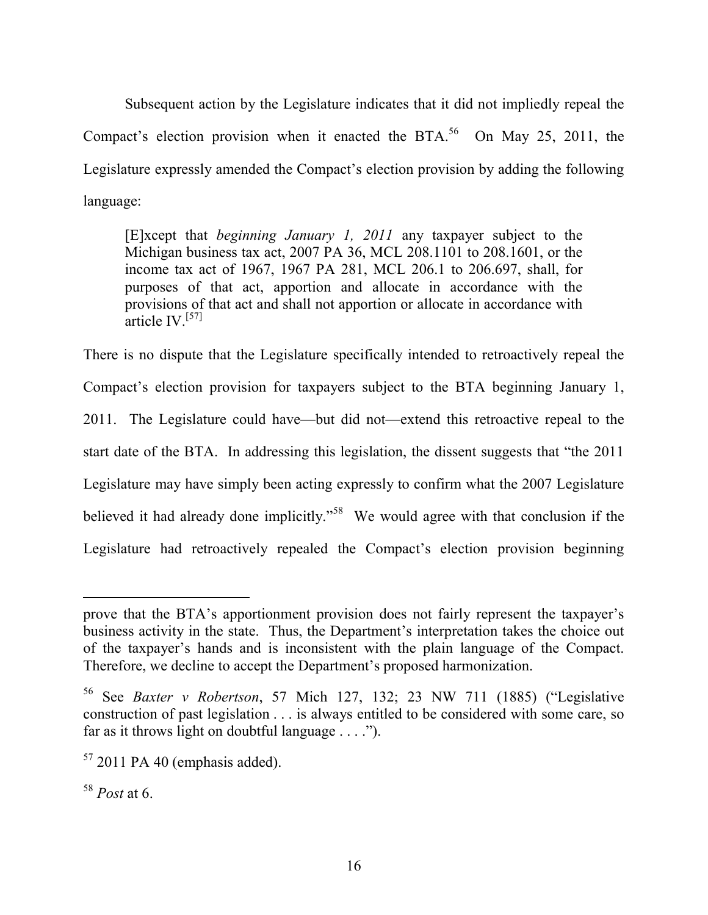Subsequent action by the Legislature indicates that it did not impliedly repeal the Compact's election provision when it enacted the BTA.[56] On May 25, 2011, the Legislature expressly amended the Compact's election provision by adding the following language:

> [E]xcept that *beginning January 1, 2011* any taxpayer subject to the Michigan business tax act, 2007 PA 36, MCL 208.1101 to 208.1601, or the income tax act of 1967, 1967 PA 281, MCL 206.1 to 206.697, shall, for purposes of that act, apportion and allocate in accordance with the provisions of that act and shall not apportion or allocate in accordance with article IV.[57]

There is no dispute that the Legislature specifically intended to retroactively repeal the Compact's election provision for taxpayers subject to the BTA beginning January 1, 2011. The Legislature could have—but did not—extend this retroactive repeal to the start date of the BTA. In addressing this legislation, the dissent suggests that "the 2011 Legislature may have simply been acting expressly to confirm what the 2007 Legislature believed it had already done implicitly."[58] We would agree with that conclusion if the Legislature had retroactively repealed the Compact's election provision beginning

---

prove that the BTA's apportionment provision does not fairly represent the taxpayer's business activity in the state. Thus, the Department's interpretation takes the choice out of the taxpayer's hands and is inconsistent with the plain language of the Compact. Therefore, we decline to accept the Department's proposed harmonization.

[56] See *Baxter v Robertson*, 57 Mich 127, 132; 23 NW 711 (1885) ("Legislative construction of past legislation . . . is always entitled to be considered with some care, so far as it throws light on doubtful language . . . .").

[57] 2011 PA 40 (emphasis added).

[58] *Post* at 6.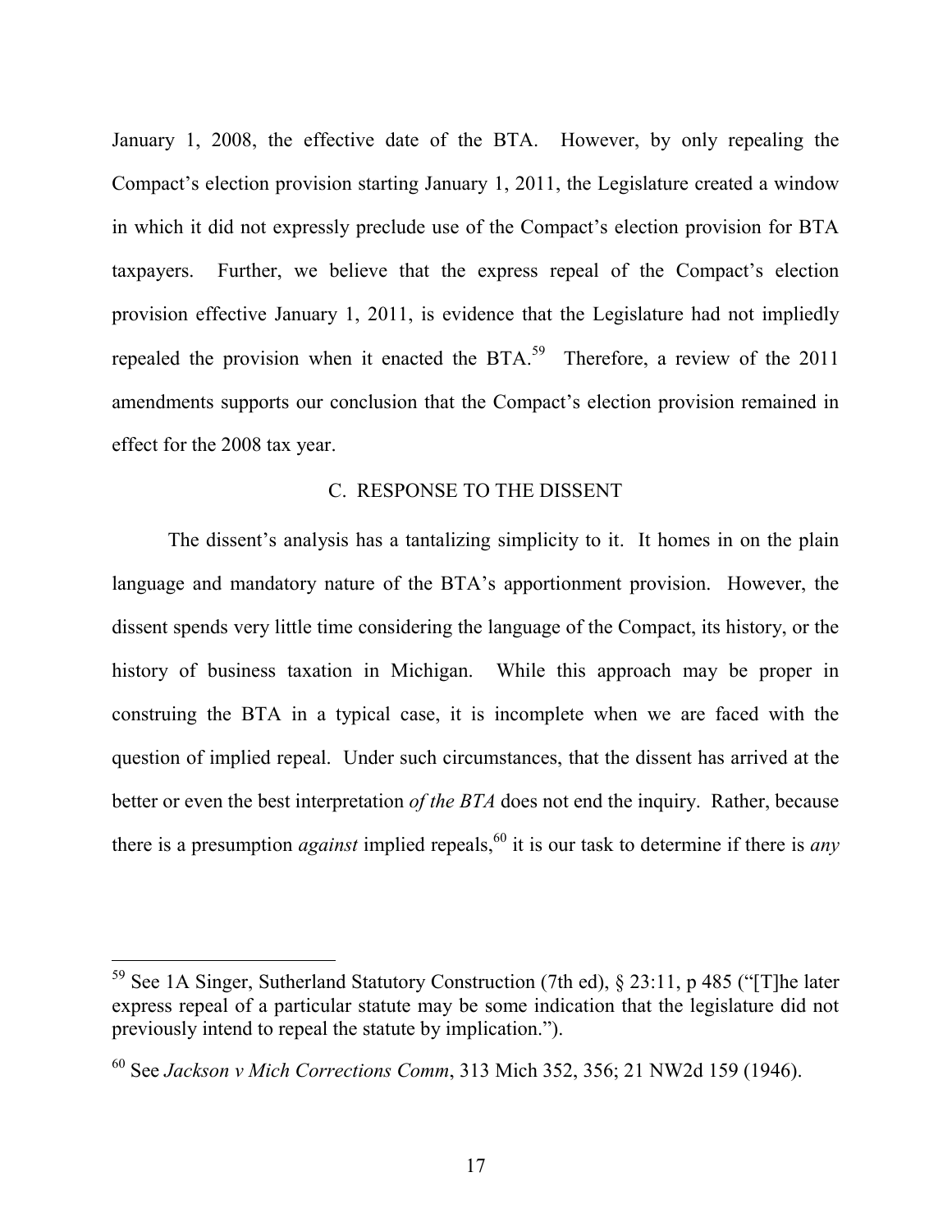January 1, 2008, the effective date of the BTA. However, by only repealing the Compact's election provision starting January 1, 2011, the Legislature created a window in which it did not expressly preclude use of the Compact's election provision for BTA taxpayers. Further, we believe that the express repeal of the Compact's election provision effective January 1, 2011, is evidence that the Legislature had not impliedly repealed the provision when it enacted the BTA.[59] Therefore, a review of the 2011 amendments supports our conclusion that the Compact's election provision remained in effect for the 2008 tax year.

## C. RESPONSE TO THE DISSENT

The dissent's analysis has a tantalizing simplicity to it. It homes in on the plain language and mandatory nature of the BTA's apportionment provision. However, the dissent spends very little time considering the language of the Compact, its history, or the history of business taxation in Michigan. While this approach may be proper in construing the BTA in a typical case, it is incomplete when we are faced with the question of implied repeal. Under such circumstances, that the dissent has arrived at the better or even the best interpretation *of the BTA* does not end the inquiry. Rather, because there is a presumption *against* implied repeals,[60] it is our task to determine if there is *any*

---

[59] See 1A Singer, Sutherland Statutory Construction (7th ed), § 23:11, p 485 ("[T]he later express repeal of a particular statute may be some indication that the legislature did not previously intend to repeal the statute by implication.").

[60] See *Jackson v Mich Corrections Comm*, 313 Mich 352, 356; 21 NW2d 159 (1946).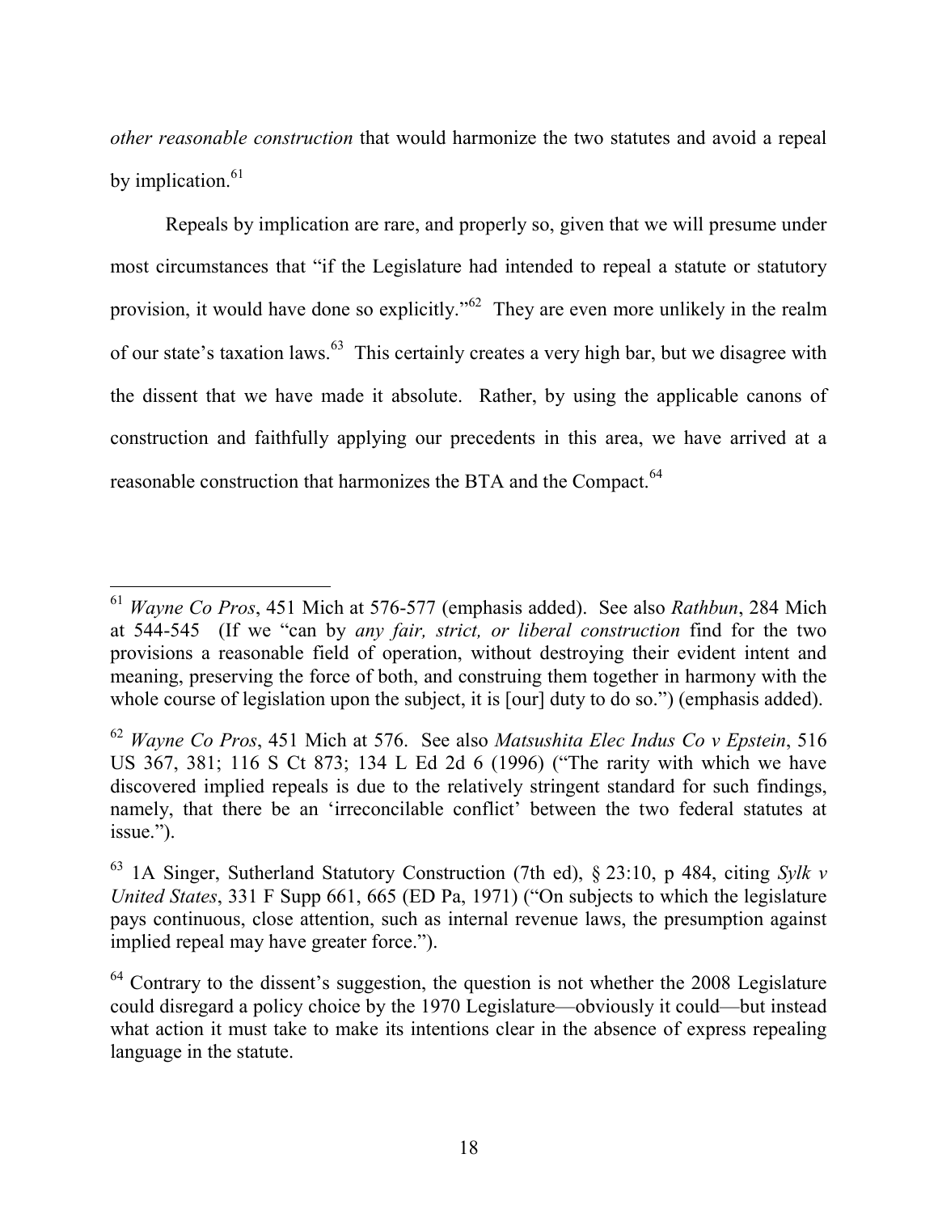*other reasonable construction* that would harmonize the two statutes and avoid a repeal by implication.[61]

Repeals by implication are rare, and properly so, given that we will presume under most circumstances that "if the Legislature had intended to repeal a statute or statutory provision, it would have done so explicitly."[62] They are even more unlikely in the realm of our state's taxation laws.[63] This certainly creates a very high bar, but we disagree with the dissent that we have made it absolute. Rather, by using the applicable canons of construction and faithfully applying our precedents in this area, we have arrived at a reasonable construction that harmonizes the BTA and the Compact.[64]

---

[61] *Wayne Co Pros*, 451 Mich at 576-577 (emphasis added). See also *Rathbun*, 284 Mich at 544-545 (If we "can by *any fair, strict, or liberal construction* find for the two provisions a reasonable field of operation, without destroying their evident intent and meaning, preserving the force of both, and construing them together in harmony with the whole course of legislation upon the subject, it is [our] duty to do so.") (emphasis added).

[62] *Wayne Co Pros*, 451 Mich at 576. See also *Matsushita Elec Indus Co v Epstein*, 516 US 367, 381; 116 S Ct 873; 134 L Ed 2d 6 (1996) ("The rarity with which we have discovered implied repeals is due to the relatively stringent standard for such findings, namely, that there be an 'irreconcilable conflict' between the two federal statutes at issue.").

[63] 1A Singer, Sutherland Statutory Construction (7th ed), § 23:10, p 484, citing *Sylk v United States*, 331 F Supp 661, 665 (ED Pa, 1971) ("On subjects to which the legislature pays continuous, close attention, such as internal revenue laws, the presumption against implied repeal may have greater force.").

[64] Contrary to the dissent's suggestion, the question is not whether the 2008 Legislature could disregard a policy choice by the 1970 Legislature—obviously it could—but instead what action it must take to make its intentions clear in the absence of express repealing language in the statute.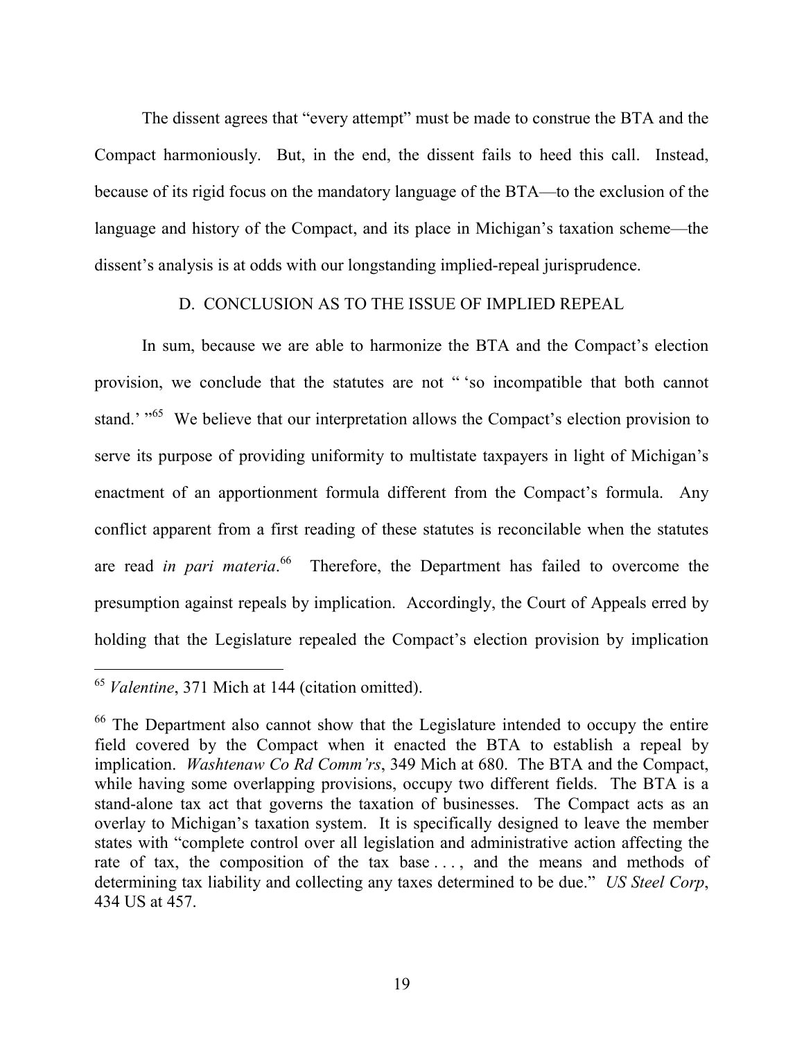The dissent agrees that "every attempt" must be made to construe the BTA and the Compact harmoniously. But, in the end, the dissent fails to heed this call. Instead, because of its rigid focus on the mandatory language of the BTA—to the exclusion of the language and history of the Compact, and its place in Michigan's taxation scheme—the dissent's analysis is at odds with our longstanding implied-repeal jurisprudence.

### D. CONCLUSION AS TO THE ISSUE OF IMPLIED REPEAL

In sum, because we are able to harmonize the BTA and the Compact's election provision, we conclude that the statutes are not " 'so incompatible that both cannot stand.' "[65] We believe that our interpretation allows the Compact's election provision to serve its purpose of providing uniformity to multistate taxpayers in light of Michigan's enactment of an apportionment formula different from the Compact's formula. Any conflict apparent from a first reading of these statutes is reconcilable when the statutes are read *in pari materia*.[66] Therefore, the Department has failed to overcome the presumption against repeals by implication. Accordingly, the Court of Appeals erred by holding that the Legislature repealed the Compact's election provision by implication

---

[65] *Valentine*, 371 Mich at 144 (citation omitted).

[66] The Department also cannot show that the Legislature intended to occupy the entire field covered by the Compact when it enacted the BTA to establish a repeal by implication. *Washtenaw Co Rd Comm'rs*, 349 Mich at 680. The BTA and the Compact, while having some overlapping provisions, occupy two different fields. The BTA is a stand-alone tax act that governs the taxation of businesses. The Compact acts as an overlay to Michigan's taxation system. It is specifically designed to leave the member states with "complete control over all legislation and administrative action affecting the rate of tax, the composition of the tax base . . . , and the means and methods of determining tax liability and collecting any taxes determined to be due." *US Steel Corp*, 434 US at 457.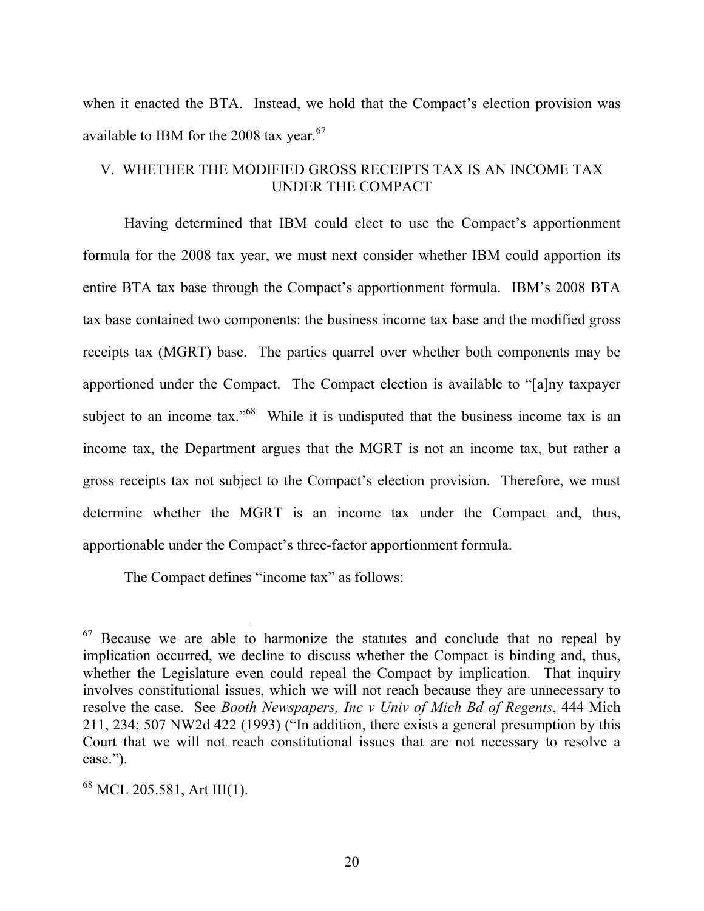when it enacted the BTA. Instead, we hold that the Compact's election provision was available to IBM for the 2008 tax year.[67]

## V. WHETHER THE MODIFIED GROSS RECEIPTS TAX IS AN INCOME TAX UNDER THE COMPACT

Having determined that IBM could elect to use the Compact's apportionment formula for the 2008 tax year, we must next consider whether IBM could apportion its entire BTA tax base through the Compact's apportionment formula. IBM's 2008 BTA tax base contained two components: the business income tax base and the modified gross receipts tax (MGRT) base. The parties quarrel over whether both components may be apportioned under the Compact. The Compact election is available to "[a]ny taxpayer subject to an income tax."[68] While it is undisputed that the business income tax is an income tax, the Department argues that the MGRT is not an income tax, but rather a gross receipts tax not subject to the Compact's election provision. Therefore, we must determine whether the MGRT is an income tax under the Compact and, thus, apportionable under the Compact's three-factor apportionment formula.

The Compact defines "income tax" as follows:

---

[67] Because we are able to harmonize the statutes and conclude that no repeal by implication occurred, we decline to discuss whether the Compact is binding and, thus, whether the Legislature even could repeal the Compact by implication. That inquiry involves constitutional issues, which we will not reach because they are unnecessary to resolve the case. See *Booth Newspapers, Inc v Univ of Mich Bd of Regents*, 444 Mich 211, 234; 507 NW2d 422 (1993) ("In addition, there exists a general presumption by this Court that we will not reach constitutional issues that are not necessary to resolve a case.").

[68] MCL 205.581, Art III(1).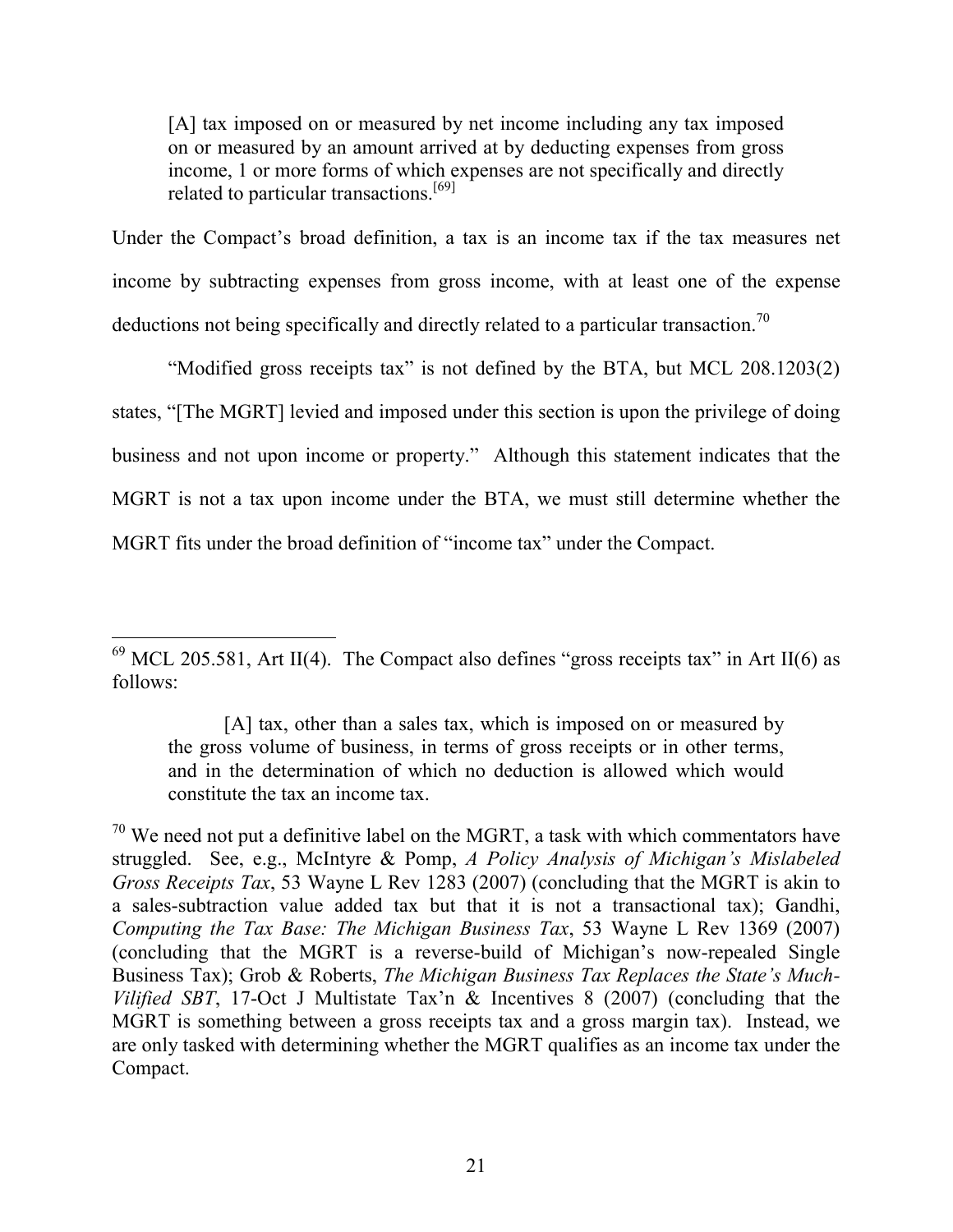> [A] tax imposed on or measured by net income including any tax imposed on or measured by an amount arrived at by deducting expenses from gross income, 1 or more forms of which expenses are not specifically and directly related to particular transactions.[69]

Under the Compact's broad definition, a tax is an income tax if the tax measures net income by subtracting expenses from gross income, with at least one of the expense deductions not being specifically and directly related to a particular transaction.[70]

"Modified gross receipts tax" is not defined by the BTA, but MCL 208.1203(2) states, "[The MGRT] levied and imposed under this section is upon the privilege of doing business and not upon income or property." Although this statement indicates that the MGRT is not a tax upon income under the BTA, we must still determine whether the MGRT fits under the broad definition of "income tax" under the Compact.

---

[69] MCL 205.581, Art II(4). The Compact also defines "gross receipts tax" in Art II(6) as follows:

> [A] tax, other than a sales tax, which is imposed on or measured by the gross volume of business, in terms of gross receipts or in other terms, and in the determination of which no deduction is allowed which would constitute the tax an income tax.

[70] We need not put a definitive label on the MGRT, a task with which commentators have struggled. See, e.g., McIntyre & Pomp, *A Policy Analysis of Michigan's Mislabeled Gross Receipts Tax*, 53 Wayne L Rev 1283 (2007) (concluding that the MGRT is akin to a sales-subtraction value added tax but that it is not a transactional tax); Gandhi, *Computing the Tax Base: The Michigan Business Tax*, 53 Wayne L Rev 1369 (2007) (concluding that the MGRT is a reverse-build of Michigan's now-repealed Single Business Tax); Grob & Roberts, *The Michigan Business Tax Replaces the State's Much-Vilified SBT*, 17-Oct J Multistate Tax'n & Incentives 8 (2007) (concluding that the MGRT is something between a gross receipts tax and a gross margin tax). Instead, we are only tasked with determining whether the MGRT qualifies as an income tax under the Compact.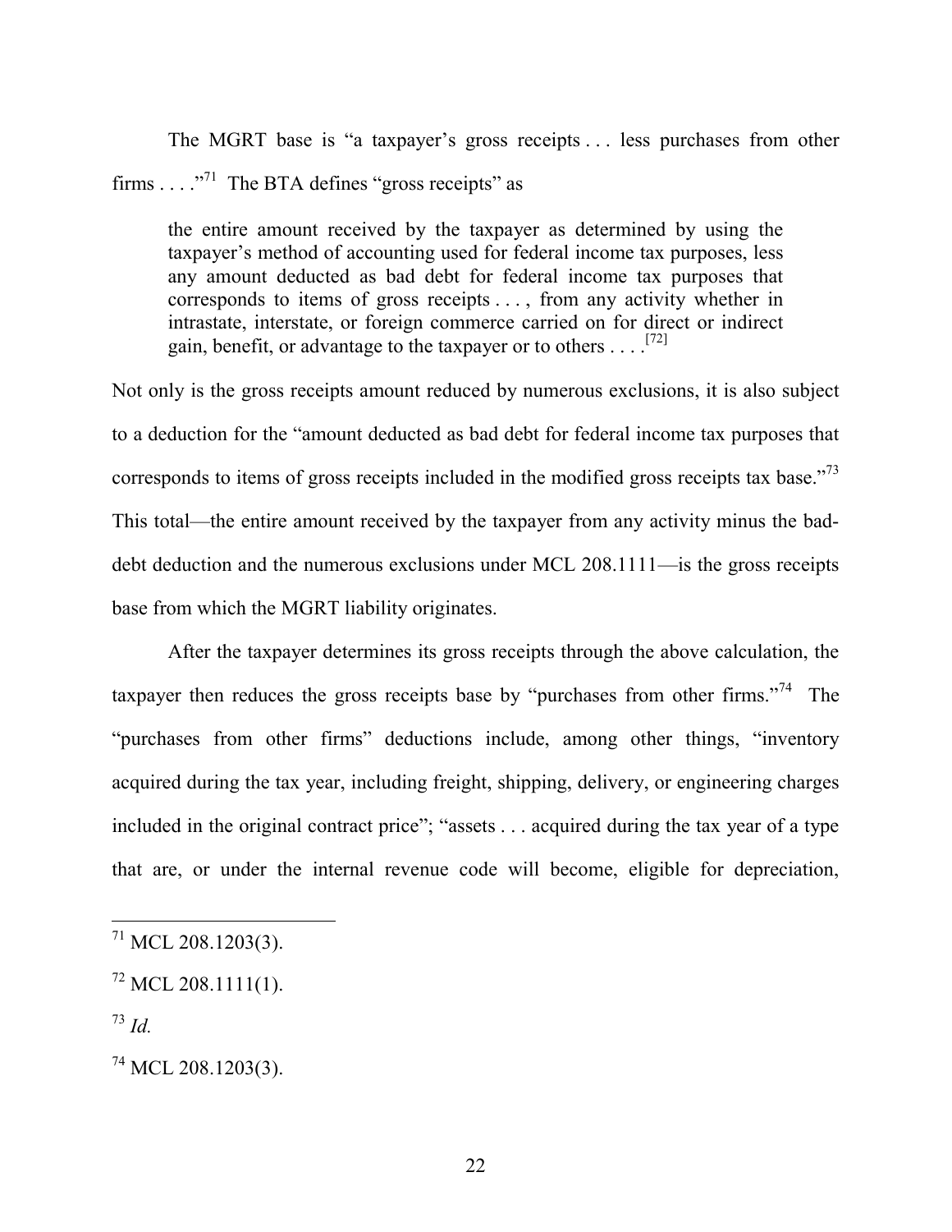The MGRT base is "a taxpayer's gross receipts . . . less purchases from other firms . . . ."[71] The BTA defines "gross receipts" as

> the entire amount received by the taxpayer as determined by using the taxpayer's method of accounting used for federal income tax purposes, less any amount deducted as bad debt for federal income tax purposes that corresponds to items of gross receipts . . . , from any activity whether in intrastate, interstate, or foreign commerce carried on for direct or indirect gain, benefit, or advantage to the taxpayer or to others . . . .[72]

Not only is the gross receipts amount reduced by numerous exclusions, it is also subject to a deduction for the "amount deducted as bad debt for federal income tax purposes that corresponds to items of gross receipts included in the modified gross receipts tax base."[73] This total—the entire amount received by the taxpayer from any activity minus the bad-debt deduction and the numerous exclusions under MCL 208.1111—is the gross receipts base from which the MGRT liability originates.

After the taxpayer determines its gross receipts through the above calculation, the taxpayer then reduces the gross receipts base by "purchases from other firms."[74] The "purchases from other firms" deductions include, among other things, "inventory acquired during the tax year, including freight, shipping, delivery, or engineering charges included in the original contract price"; "assets . . . acquired during the tax year of a type that are, or under the internal revenue code will become, eligible for depreciation,

---

[71] MCL 208.1203(3).

[72] MCL 208.1111(1).

[73] *Id.*

[74] MCL 208.1203(3).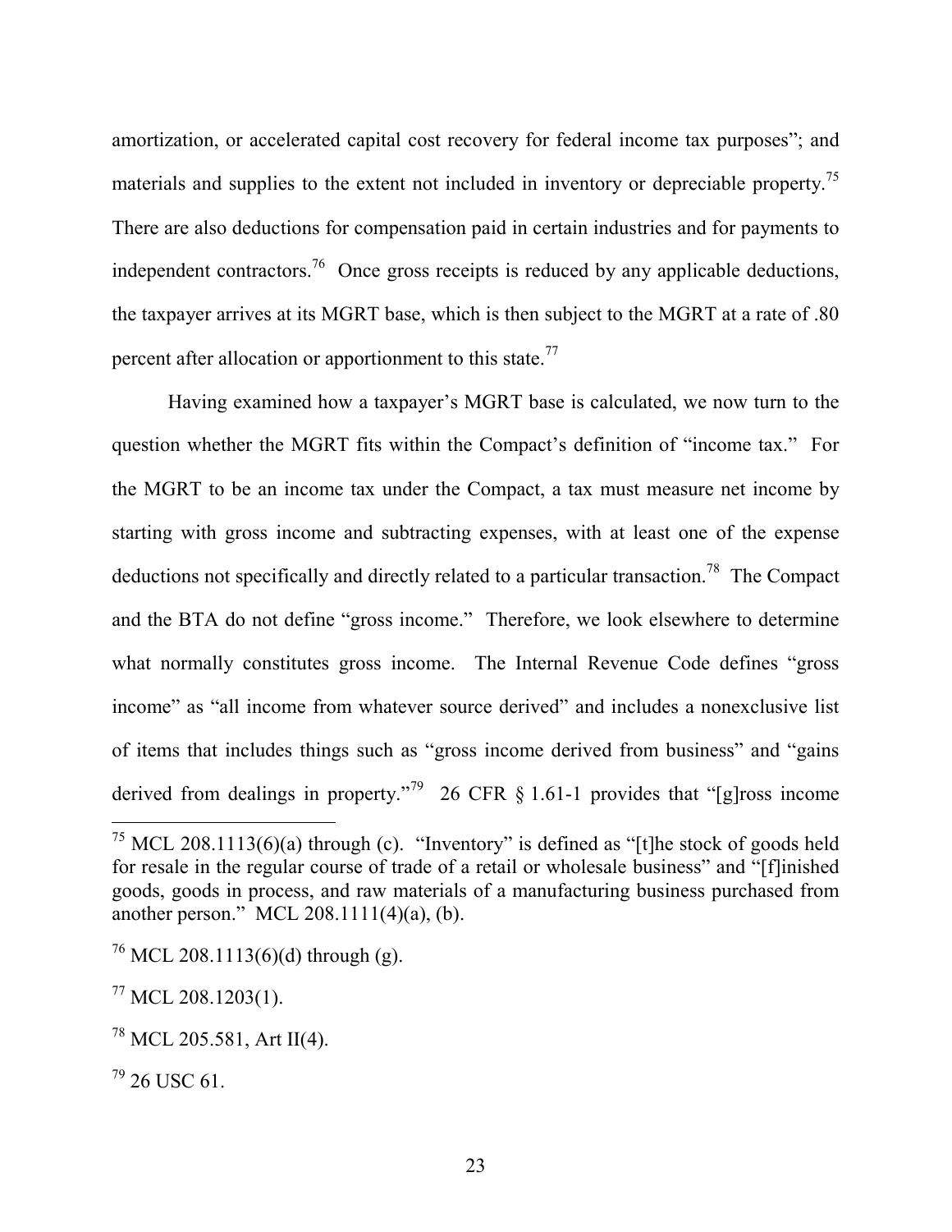amortization, or accelerated capital cost recovery for federal income tax purposes"; and materials and supplies to the extent not included in inventory or depreciable property.[75] There are also deductions for compensation paid in certain industries and for payments to independent contractors.[76] Once gross receipts is reduced by any applicable deductions, the taxpayer arrives at its MGRT base, which is then subject to the MGRT at a rate of .80 percent after allocation or apportionment to this state.[77]

Having examined how a taxpayer's MGRT base is calculated, we now turn to the question whether the MGRT fits within the Compact's definition of "income tax." For the MGRT to be an income tax under the Compact, a tax must measure net income by starting with gross income and subtracting expenses, with at least one of the expense deductions not specifically and directly related to a particular transaction.[78] The Compact and the BTA do not define "gross income." Therefore, we look elsewhere to determine what normally constitutes gross income. The Internal Revenue Code defines "gross income" as "all income from whatever source derived" and includes a nonexclusive list of items that includes things such as "gross income derived from business" and "gains derived from dealings in property."[79] 26 CFR § 1.61-1 provides that "[g]ross income

---

[75] MCL 208.1113(6)(a) through (c). "Inventory" is defined as "[t]he stock of goods held for resale in the regular course of trade of a retail or wholesale business" and "[f]inished goods, goods in process, and raw materials of a manufacturing business purchased from another person." MCL 208.1111(4)(a), (b).

[76] MCL 208.1113(6)(d) through (g).

[77] MCL 208.1203(1).

[78] MCL 205.581, Art II(4).

[79] 26 USC 61.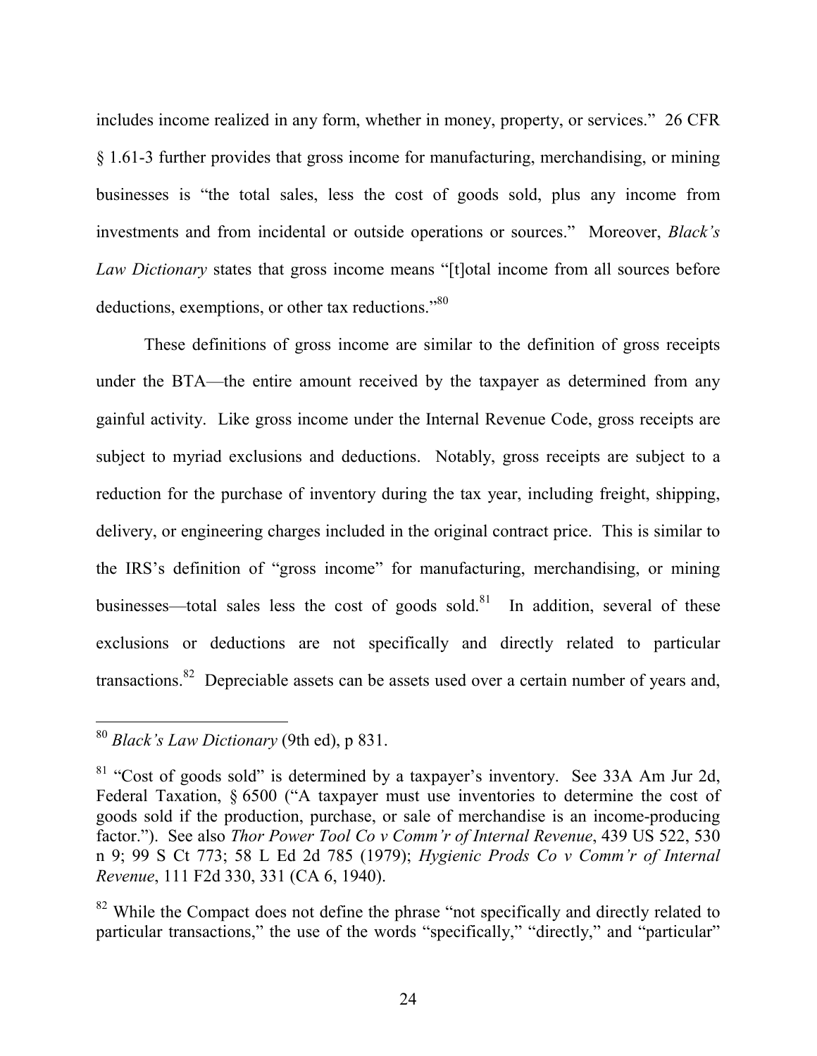includes income realized in any form, whether in money, property, or services." 26 CFR § 1.61-3 further provides that gross income for manufacturing, merchandising, or mining businesses is "the total sales, less the cost of goods sold, plus any income from investments and from incidental or outside operations or sources." Moreover, *Black's Law Dictionary* states that gross income means "[t]otal income from all sources before deductions, exemptions, or other tax reductions."[80]

These definitions of gross income are similar to the definition of gross receipts under the BTA—the entire amount received by the taxpayer as determined from any gainful activity. Like gross income under the Internal Revenue Code, gross receipts are subject to myriad exclusions and deductions. Notably, gross receipts are subject to a reduction for the purchase of inventory during the tax year, including freight, shipping, delivery, or engineering charges included in the original contract price. This is similar to the IRS's definition of "gross income" for manufacturing, merchandising, or mining businesses—total sales less the cost of goods sold.[81] In addition, several of these exclusions or deductions are not specifically and directly related to particular transactions.[82] Depreciable assets can be assets used over a certain number of years and,

---

[80] *Black's Law Dictionary* (9th ed), p 831.

[81] "Cost of goods sold" is determined by a taxpayer's inventory. See 33A Am Jur 2d, Federal Taxation, § 6500 ("A taxpayer must use inventories to determine the cost of goods sold if the production, purchase, or sale of merchandise is an income-producing factor."). See also *Thor Power Tool Co v Comm'r of Internal Revenue*, 439 US 522, 530 n 9; 99 S Ct 773; 58 L Ed 2d 785 (1979); *Hygienic Prods Co v Comm'r of Internal Revenue*, 111 F2d 330, 331 (CA 6, 1940).

[82] While the Compact does not define the phrase "not specifically and directly related to particular transactions," the use of the words "specifically," "directly," and "particular"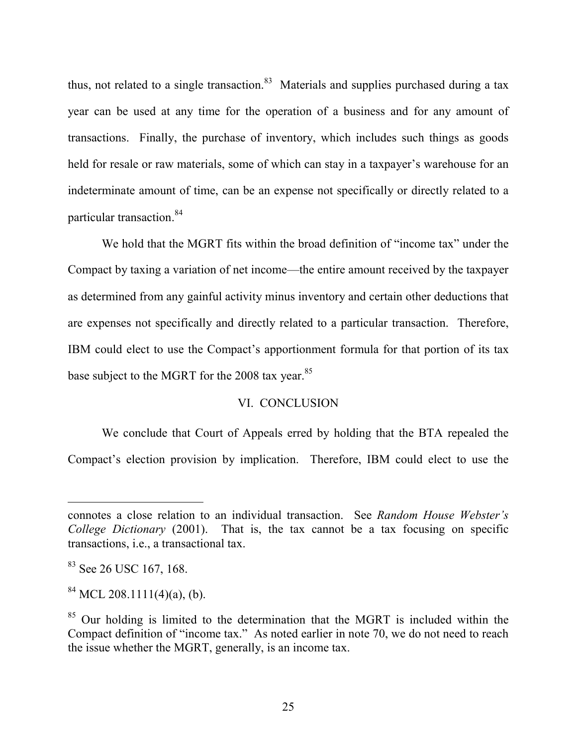thus, not related to a single transaction.[83] Materials and supplies purchased during a tax year can be used at any time for the operation of a business and for any amount of transactions. Finally, the purchase of inventory, which includes such things as goods held for resale or raw materials, some of which can stay in a taxpayer's warehouse for an indeterminate amount of time, can be an expense not specifically or directly related to a particular transaction.[84]

We hold that the MGRT fits within the broad definition of "income tax" under the Compact by taxing a variation of net income—the entire amount received by the taxpayer as determined from any gainful activity minus inventory and certain other deductions that are expenses not specifically and directly related to a particular transaction. Therefore, IBM could elect to use the Compact's apportionment formula for that portion of its tax base subject to the MGRT for the 2008 tax year.[85]

## VI. CONCLUSION

We conclude that Court of Appeals erred by holding that the BTA repealed the Compact's election provision by implication. Therefore, IBM could elect to use the

---

connotes a close relation to an individual transaction. See *Random House Webster's College Dictionary* (2001). That is, the tax cannot be a tax focusing on specific transactions, i.e., a transactional tax.

[83] See 26 USC 167, 168.

[84] MCL 208.1111(4)(a), (b).

[85] Our holding is limited to the determination that the MGRT is included within the Compact definition of "income tax." As noted earlier in note 70, we do not need to reach the issue whether the MGRT, generally, is an income tax.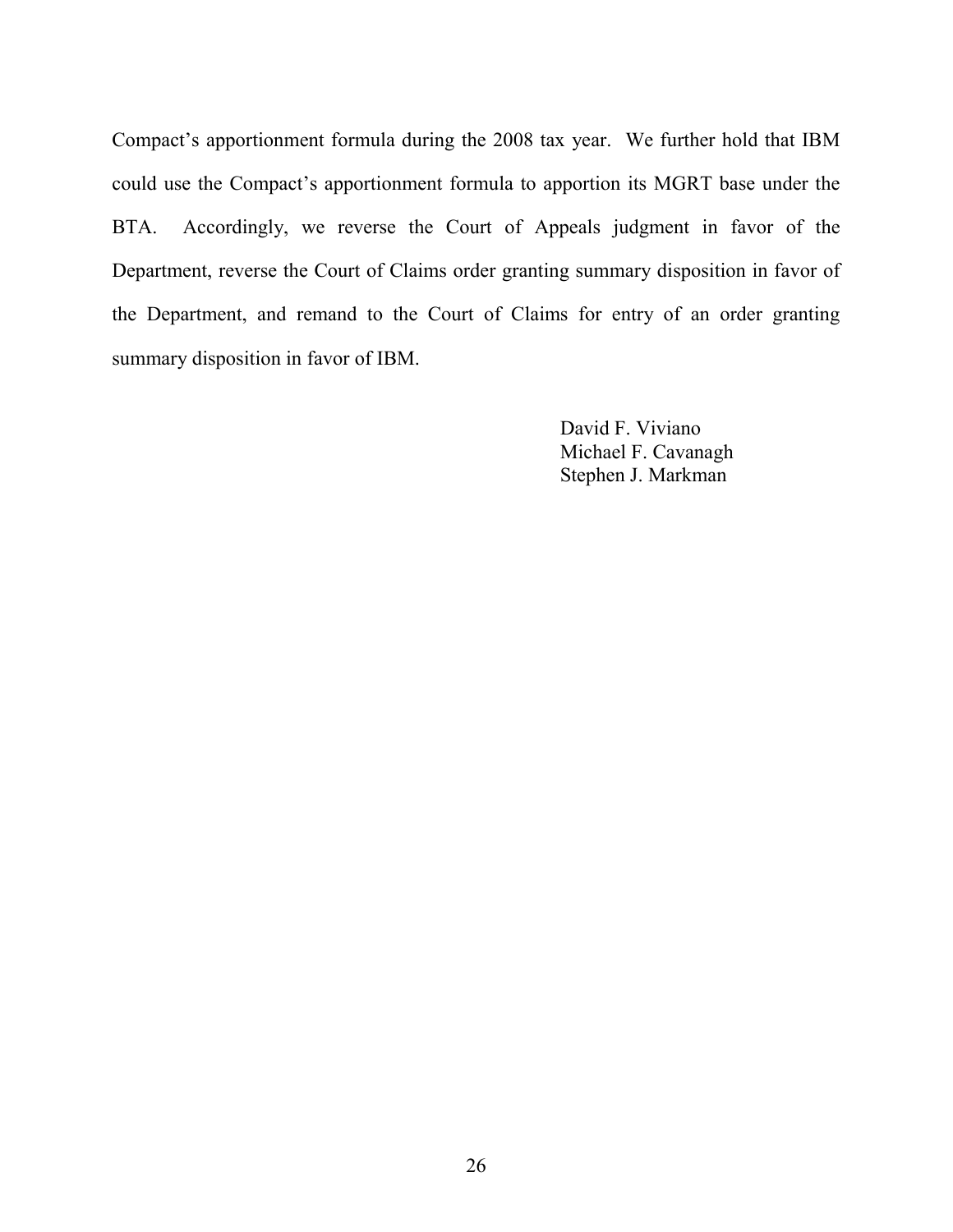Compact's apportionment formula during the 2008 tax year. We further hold that IBM could use the Compact's apportionment formula to apportion its MGRT base under the BTA. Accordingly, we reverse the Court of Appeals judgment in favor of the Department, reverse the Court of Claims order granting summary disposition in favor of the Department, and remand to the Court of Claims for entry of an order granting summary disposition in favor of IBM.

David F. Viviano  
Michael F. Cavanagh  
Stephen J. Markman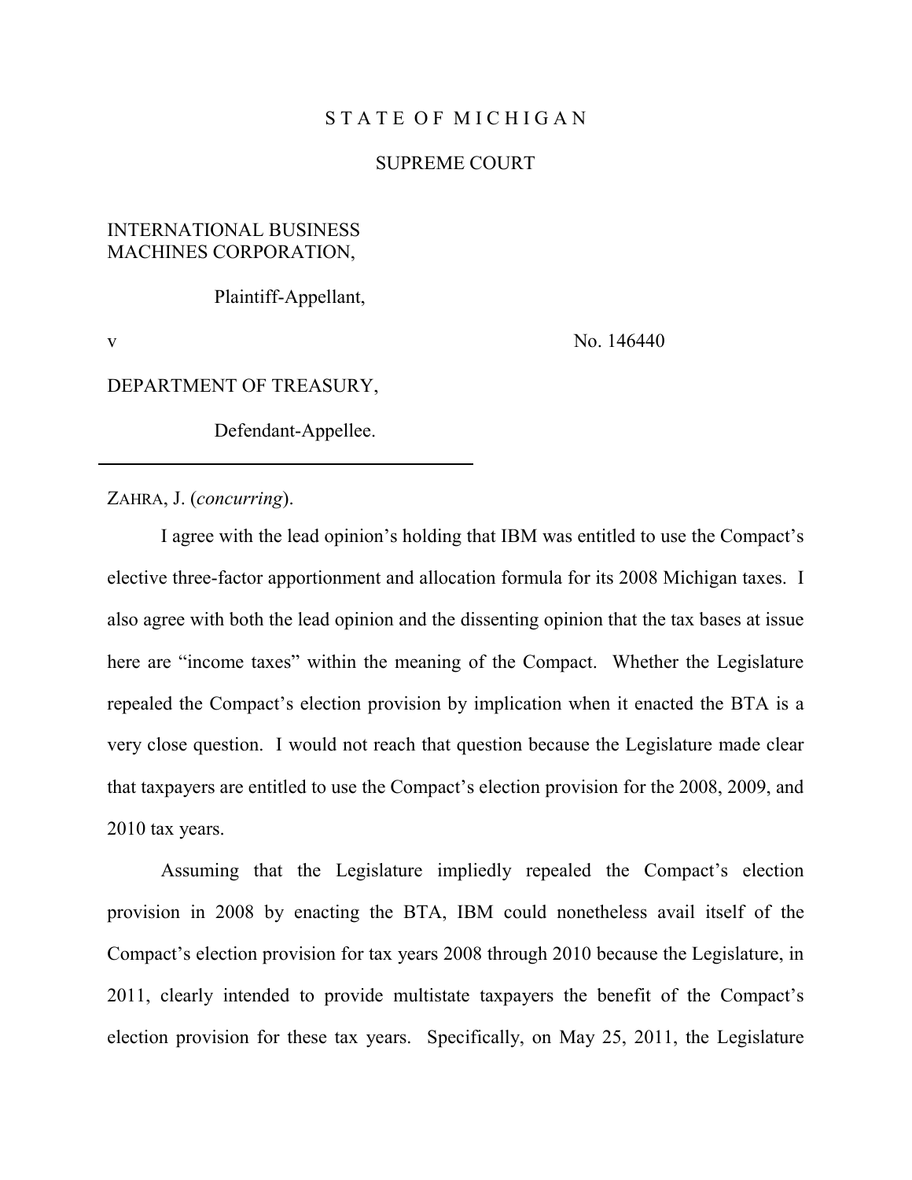S T A T E O F M I C H I G A N

SUPREME COURT

INTERNATIONAL BUSINESS MACHINES CORPORATION,

Plaintiff-Appellant,

v No. 146440

DEPARTMENT OF TREASURY,

Defendant-Appellee.

---

ZAHRA, J. (*concurring*).

I agree with the lead opinion's holding that IBM was entitled to use the Compact's elective three-factor apportionment and allocation formula for its 2008 Michigan taxes. I also agree with both the lead opinion and the dissenting opinion that the tax bases at issue here are "income taxes" within the meaning of the Compact. Whether the Legislature repealed the Compact's election provision by implication when it enacted the BTA is a very close question. I would not reach that question because the Legislature made clear that taxpayers are entitled to use the Compact's election provision for the 2008, 2009, and 2010 tax years.

Assuming that the Legislature impliedly repealed the Compact's election provision in 2008 by enacting the BTA, IBM could nonetheless avail itself of the Compact's election provision for tax years 2008 through 2010 because the Legislature, in 2011, clearly intended to provide multistate taxpayers the benefit of the Compact's election provision for these tax years. Specifically, on May 25, 2011, the Legislature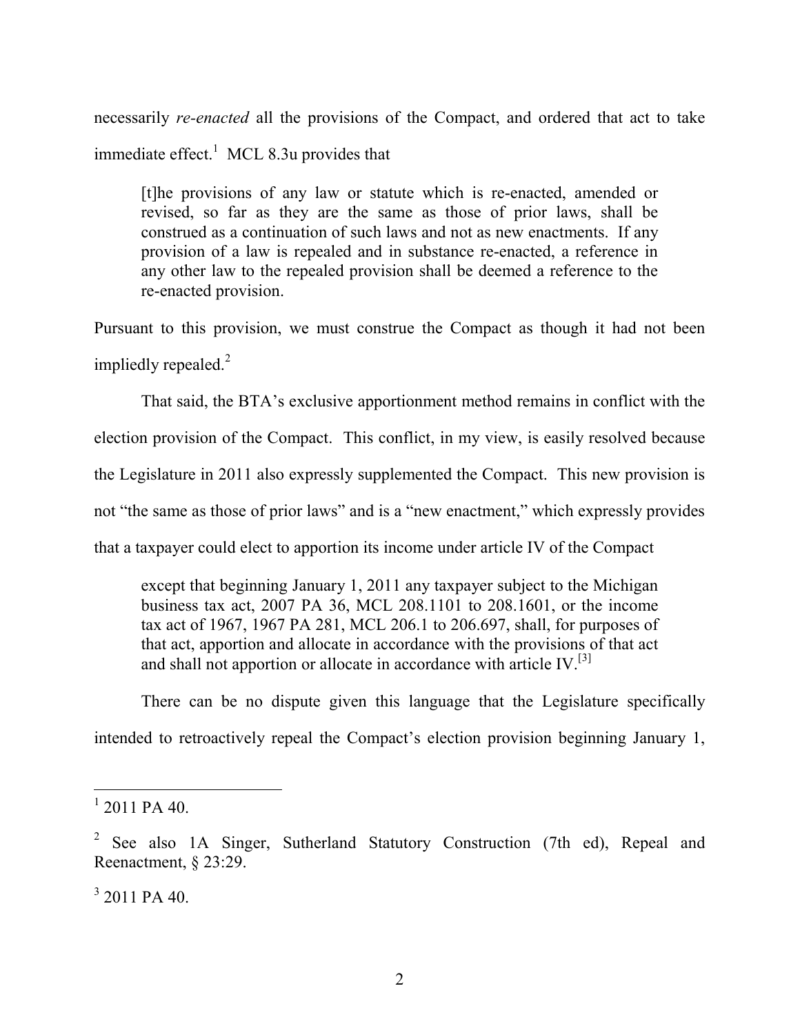necessarily *re-enacted* all the provisions of the Compact, and ordered that act to take immediate effect.[1] MCL 8.3u provides that

> [t]he provisions of any law or statute which is re-enacted, amended or revised, so far as they are the same as those of prior laws, shall be construed as a continuation of such laws and not as new enactments. If any provision of a law is repealed and in substance re-enacted, a reference in any other law to the repealed provision shall be deemed a reference to the re-enacted provision.

Pursuant to this provision, we must construe the Compact as though it had not been impliedly repealed.[2]

That said, the BTA's exclusive apportionment method remains in conflict with the election provision of the Compact. This conflict, in my view, is easily resolved because the Legislature in 2011 also expressly supplemented the Compact. This new provision is not "the same as those of prior laws" and is a "new enactment," which expressly provides that a taxpayer could elect to apportion its income under article IV of the Compact

> except that beginning January 1, 2011 any taxpayer subject to the Michigan business tax act, 2007 PA 36, MCL 208.1101 to 208.1601, or the income tax act of 1967, 1967 PA 281, MCL 206.1 to 206.697, shall, for purposes of that act, apportion and allocate in accordance with the provisions of that act and shall not apportion or allocate in accordance with article IV.[3]

There can be no dispute given this language that the Legislature specifically intended to retroactively repeal the Compact's election provision beginning January 1,

---

[1] 2011 PA 40.

[2] See also 1A Singer, Sutherland Statutory Construction (7th ed), Repeal and Reenactment, § 23:29.

[3] 2011 PA 40.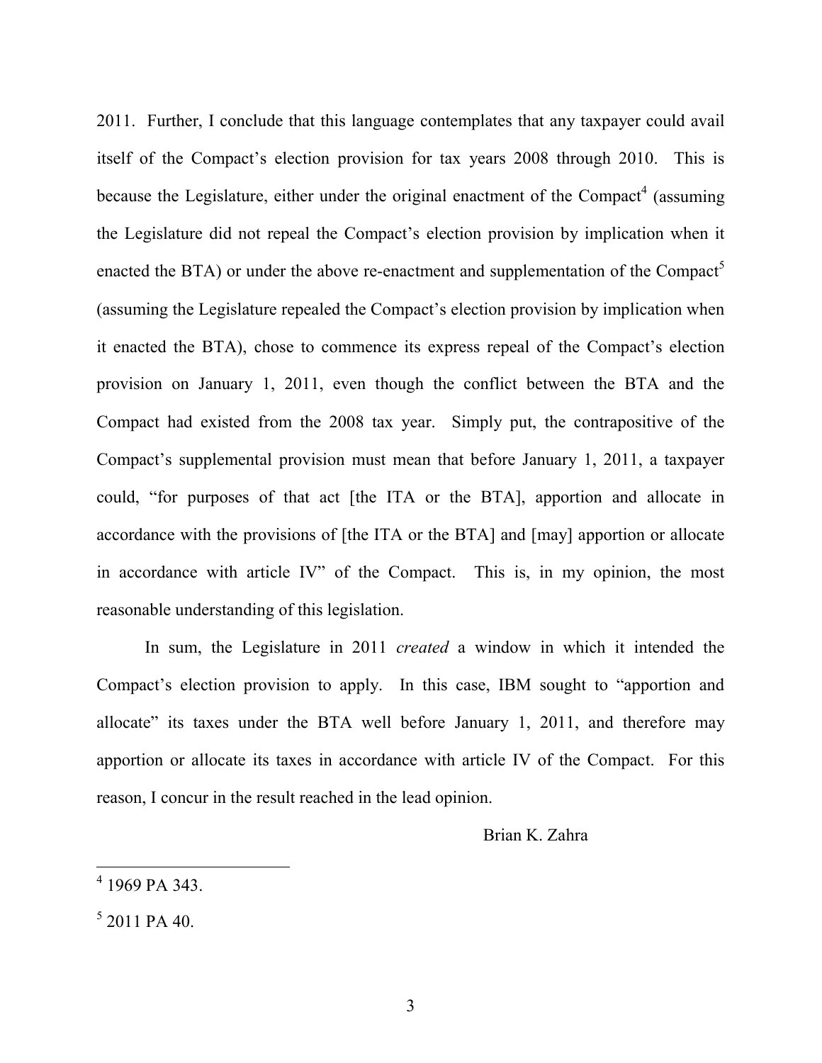2011. Further, I conclude that this language contemplates that any taxpayer could avail itself of the Compact's election provision for tax years 2008 through 2010. This is because the Legislature, either under the original enactment of the Compact[4] (assuming the Legislature did not repeal the Compact's election provision by implication when it enacted the BTA) or under the above re-enactment and supplementation of the Compact[5] (assuming the Legislature repealed the Compact's election provision by implication when it enacted the BTA), chose to commence its express repeal of the Compact's election provision on January 1, 2011, even though the conflict between the BTA and the Compact had existed from the 2008 tax year. Simply put, the contrapositive of the Compact's supplemental provision must mean that before January 1, 2011, a taxpayer could, "for purposes of that act [the ITA or the BTA], apportion and allocate in accordance with the provisions of [the ITA or the BTA] and [may] apportion or allocate in accordance with article IV" of the Compact. This is, in my opinion, the most reasonable understanding of this legislation.

In sum, the Legislature in 2011 *created* a window in which it intended the Compact's election provision to apply. In this case, IBM sought to "apportion and allocate" its taxes under the BTA well before January 1, 2011, and therefore may apportion or allocate its taxes in accordance with article IV of the Compact. For this reason, I concur in the result reached in the lead opinion.

Brian K. Zahra

---

[4] 1969 PA 343.

[5] 2011 PA 40.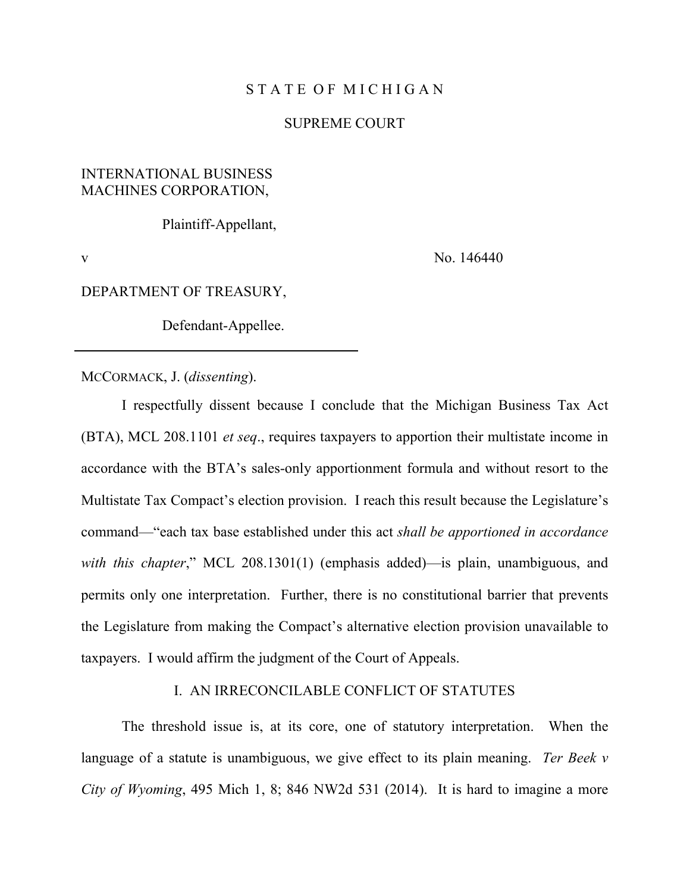STATE OF MICHIGAN

SUPREME COURT

INTERNATIONAL BUSINESS MACHINES CORPORATION,

Plaintiff-Appellant,

v  No. 146440

DEPARTMENT OF TREASURY,

Defendant-Appellee.

---

MCCORMACK, J. (*dissenting*).

I respectfully dissent because I conclude that the Michigan Business Tax Act (BTA), MCL 208.1101 *et seq*., requires taxpayers to apportion their multistate income in accordance with the BTA's sales-only apportionment formula and without resort to the Multistate Tax Compact's election provision. I reach this result because the Legislature's command—"each tax base established under this act *shall be apportioned in accordance with this chapter*," MCL 208.1301(1) (emphasis added)—is plain, unambiguous, and permits only one interpretation. Further, there is no constitutional barrier that prevents the Legislature from making the Compact's alternative election provision unavailable to taxpayers. I would affirm the judgment of the Court of Appeals.

## I. AN IRRECONCILABLE CONFLICT OF STATUTES

The threshold issue is, at its core, one of statutory interpretation. When the language of a statute is unambiguous, we give effect to its plain meaning. *Ter Beek v City of Wyoming*, 495 Mich 1, 8; 846 NW2d 531 (2014). It is hard to imagine a more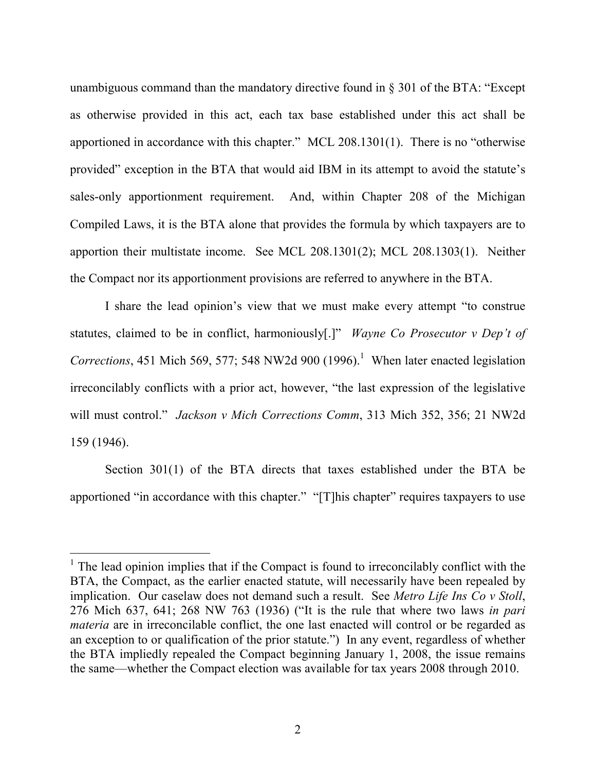unambiguous command than the mandatory directive found in § 301 of the BTA: "Except as otherwise provided in this act, each tax base established under this act shall be apportioned in accordance with this chapter." MCL 208.1301(1). There is no "otherwise provided" exception in the BTA that would aid IBM in its attempt to avoid the statute's sales-only apportionment requirement. And, within Chapter 208 of the Michigan Compiled Laws, it is the BTA alone that provides the formula by which taxpayers are to apportion their multistate income. See MCL 208.1301(2); MCL 208.1303(1). Neither the Compact nor its apportionment provisions are referred to anywhere in the BTA.

I share the lead opinion's view that we must make every attempt "to construe statutes, claimed to be in conflict, harmoniously[.]" *Wayne Co Prosecutor v Dep't of Corrections*, 451 Mich 569, 577; 548 NW2d 900 (1996).[1] When later enacted legislation irreconcilably conflicts with a prior act, however, "the last expression of the legislative will must control." *Jackson v Mich Corrections Comm*, 313 Mich 352, 356; 21 NW2d 159 (1946).

Section 301(1) of the BTA directs that taxes established under the BTA be apportioned "in accordance with this chapter." "[T]his chapter" requires taxpayers to use

---

[1] The lead opinion implies that if the Compact is found to irreconcilably conflict with the BTA, the Compact, as the earlier enacted statute, will necessarily have been repealed by implication. Our caselaw does not demand such a result. See *Metro Life Ins Co v Stoll*, 276 Mich 637, 641; 268 NW 763 (1936) ("It is the rule that where two laws *in pari materia* are in irreconcilable conflict, the one last enacted will control or be regarded as an exception to or qualification of the prior statute.") In any event, regardless of whether the BTA impliedly repealed the Compact beginning January 1, 2008, the issue remains the same—whether the Compact election was available for tax years 2008 through 2010.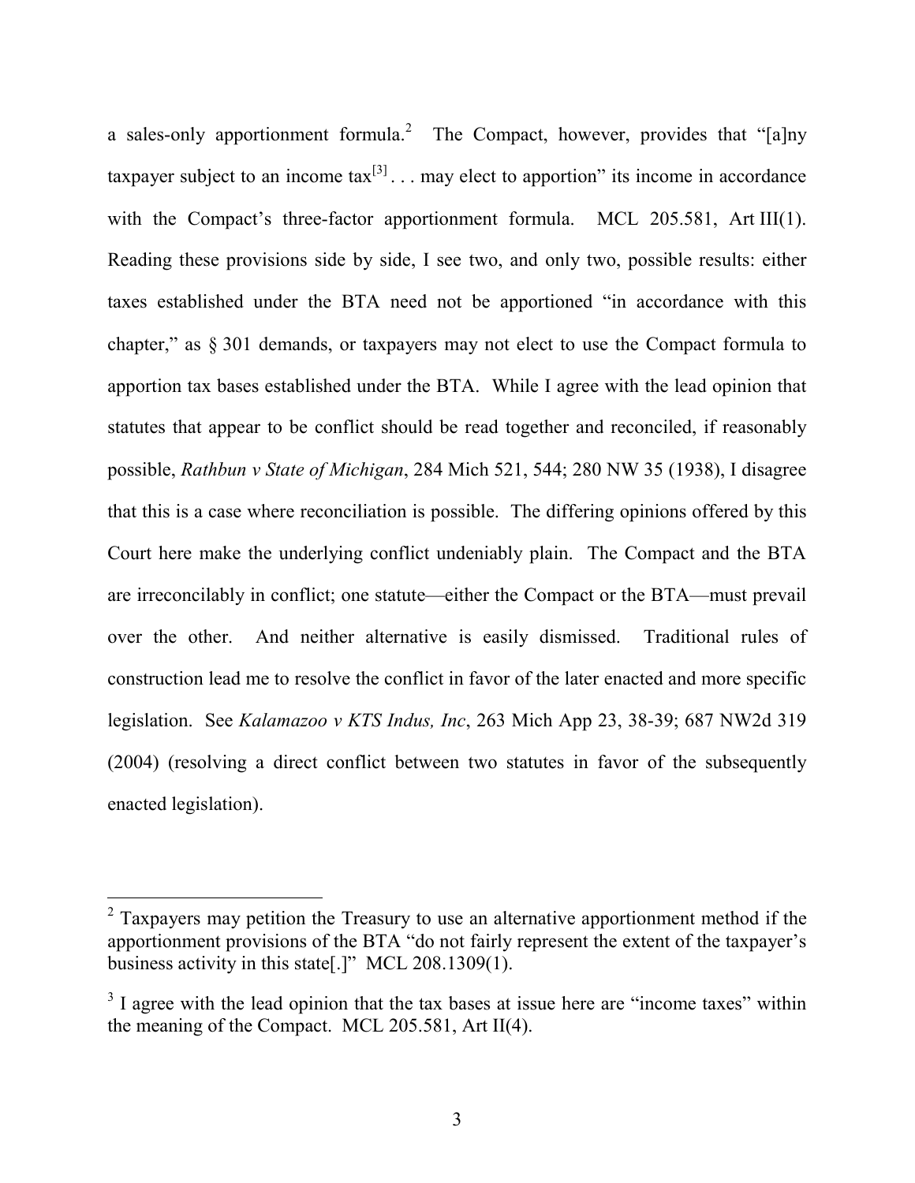a sales-only apportionment formula.[2] The Compact, however, provides that "[a]ny taxpayer subject to an income tax[3] . . . may elect to apportion" its income in accordance with the Compact's three-factor apportionment formula. MCL 205.581, Art III(1). Reading these provisions side by side, I see two, and only two, possible results: either taxes established under the BTA need not be apportioned "in accordance with this chapter," as § 301 demands, or taxpayers may not elect to use the Compact formula to apportion tax bases established under the BTA. While I agree with the lead opinion that statutes that appear to be conflict should be read together and reconciled, if reasonably possible, *Rathbun v State of Michigan*, 284 Mich 521, 544; 280 NW 35 (1938), I disagree that this is a case where reconciliation is possible. The differing opinions offered by this Court here make the underlying conflict undeniably plain. The Compact and the BTA are irreconcilably in conflict; one statute—either the Compact or the BTA—must prevail over the other. And neither alternative is easily dismissed. Traditional rules of construction lead me to resolve the conflict in favor of the later enacted and more specific legislation. See *Kalamazoo v KTS Indus, Inc*, 263 Mich App 23, 38-39; 687 NW2d 319 (2004) (resolving a direct conflict between two statutes in favor of the subsequently enacted legislation).

---

[2] Taxpayers may petition the Treasury to use an alternative apportionment method if the apportionment provisions of the BTA "do not fairly represent the extent of the taxpayer's business activity in this state[.]" MCL 208.1309(1).

[3] I agree with the lead opinion that the tax bases at issue here are "income taxes" within the meaning of the Compact. MCL 205.581, Art II(4).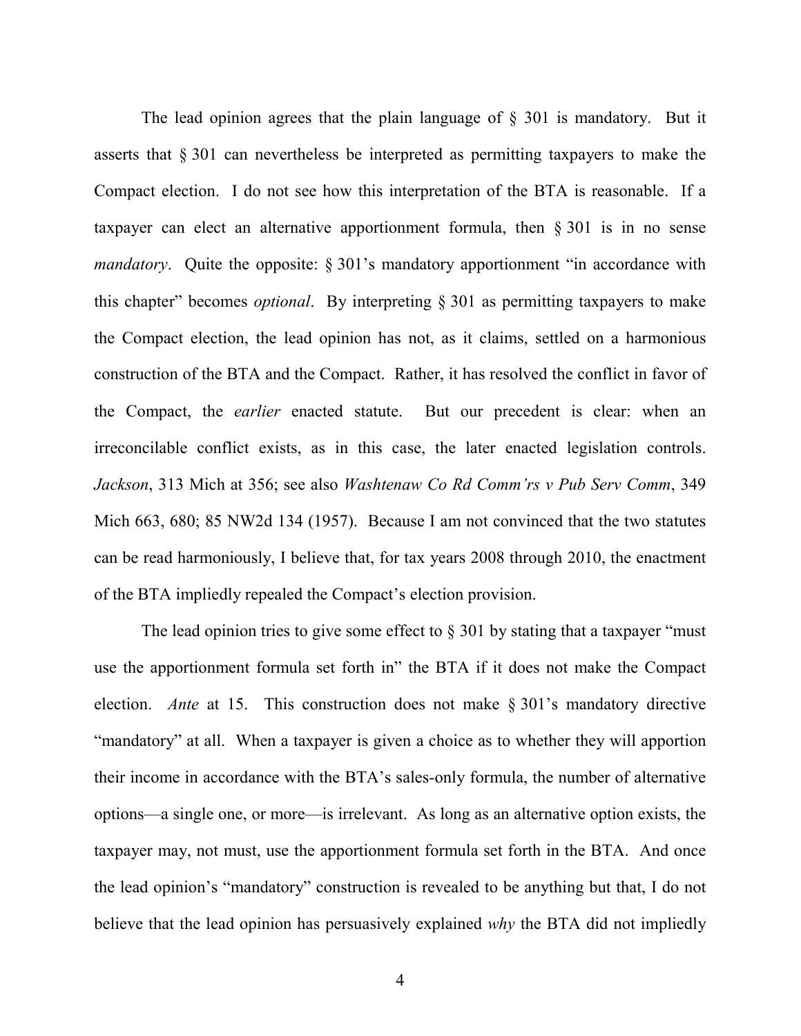The lead opinion agrees that the plain language of § 301 is mandatory. But it asserts that § 301 can nevertheless be interpreted as permitting taxpayers to make the Compact election. I do not see how this interpretation of the BTA is reasonable. If a taxpayer can elect an alternative apportionment formula, then § 301 is in no sense *mandatory*. Quite the opposite: § 301's mandatory apportionment "in accordance with this chapter" becomes *optional*. By interpreting § 301 as permitting taxpayers to make the Compact election, the lead opinion has not, as it claims, settled on a harmonious construction of the BTA and the Compact. Rather, it has resolved the conflict in favor of the Compact, the *earlier* enacted statute. But our precedent is clear: when an irreconcilable conflict exists, as in this case, the later enacted legislation controls. *Jackson*, 313 Mich at 356; see also *Washtenaw Co Rd Comm'rs v Pub Serv Comm*, 349 Mich 663, 680; 85 NW2d 134 (1957). Because I am not convinced that the two statutes can be read harmoniously, I believe that, for tax years 2008 through 2010, the enactment of the BTA impliedly repealed the Compact's election provision.

The lead opinion tries to give some effect to § 301 by stating that a taxpayer "must use the apportionment formula set forth in" the BTA if it does not make the Compact election. *Ante* at 15. This construction does not make § 301's mandatory directive "mandatory" at all. When a taxpayer is given a choice as to whether they will apportion their income in accordance with the BTA's sales-only formula, the number of alternative options—a single one, or more—is irrelevant. As long as an alternative option exists, the taxpayer may, not must, use the apportionment formula set forth in the BTA. And once the lead opinion's "mandatory" construction is revealed to be anything but that, I do not believe that the lead opinion has persuasively explained *why* the BTA did not impliedly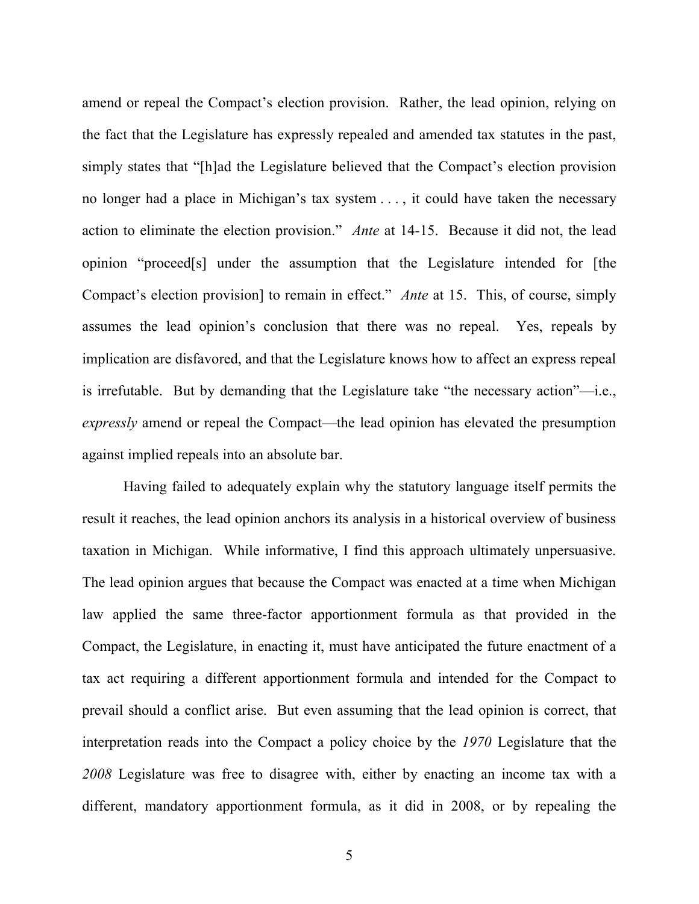amend or repeal the Compact's election provision. Rather, the lead opinion, relying on the fact that the Legislature has expressly repealed and amended tax statutes in the past, simply states that "[h]ad the Legislature believed that the Compact's election provision no longer had a place in Michigan's tax system . . . , it could have taken the necessary action to eliminate the election provision." *Ante* at 14-15. Because it did not, the lead opinion "proceed[s] under the assumption that the Legislature intended for [the Compact's election provision] to remain in effect." *Ante* at 15. This, of course, simply assumes the lead opinion's conclusion that there was no repeal. Yes, repeals by implication are disfavored, and that the Legislature knows how to affect an express repeal is irrefutable. But by demanding that the Legislature take "the necessary action"—i.e., *expressly* amend or repeal the Compact—the lead opinion has elevated the presumption against implied repeals into an absolute bar.

Having failed to adequately explain why the statutory language itself permits the result it reaches, the lead opinion anchors its analysis in a historical overview of business taxation in Michigan. While informative, I find this approach ultimately unpersuasive. The lead opinion argues that because the Compact was enacted at a time when Michigan law applied the same three-factor apportionment formula as that provided in the Compact, the Legislature, in enacting it, must have anticipated the future enactment of a tax act requiring a different apportionment formula and intended for the Compact to prevail should a conflict arise. But even assuming that the lead opinion is correct, that interpretation reads into the Compact a policy choice by the *1970* Legislature that the *2008* Legislature was free to disagree with, either by enacting an income tax with a different, mandatory apportionment formula, as it did in 2008, or by repealing the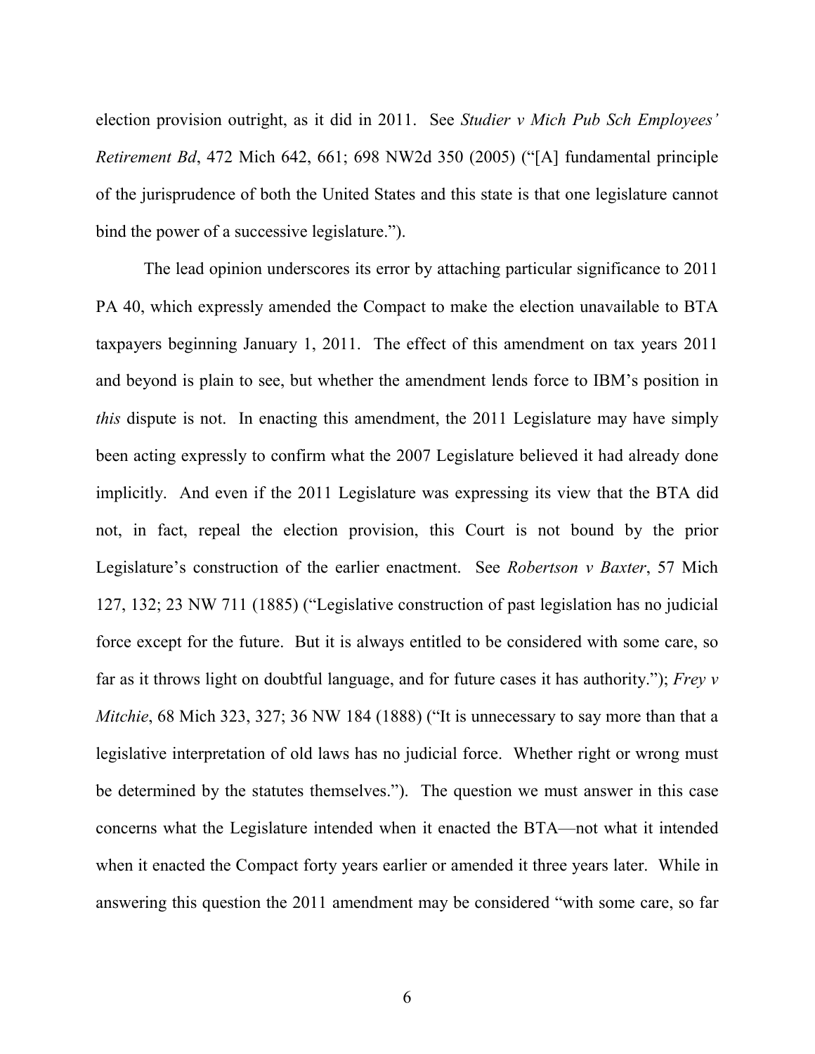election provision outright, as it did in 2011. See *Studier v Mich Pub Sch Employees' Retirement Bd*, 472 Mich 642, 661; 698 NW2d 350 (2005) ("[A] fundamental principle of the jurisprudence of both the United States and this state is that one legislature cannot bind the power of a successive legislature.").

The lead opinion underscores its error by attaching particular significance to 2011 PA 40, which expressly amended the Compact to make the election unavailable to BTA taxpayers beginning January 1, 2011. The effect of this amendment on tax years 2011 and beyond is plain to see, but whether the amendment lends force to IBM's position in *this* dispute is not. In enacting this amendment, the 2011 Legislature may have simply been acting expressly to confirm what the 2007 Legislature believed it had already done implicitly. And even if the 2011 Legislature was expressing its view that the BTA did not, in fact, repeal the election provision, this Court is not bound by the prior Legislature's construction of the earlier enactment. See *Robertson v Baxter*, 57 Mich 127, 132; 23 NW 711 (1885) ("Legislative construction of past legislation has no judicial force except for the future. But it is always entitled to be considered with some care, so far as it throws light on doubtful language, and for future cases it has authority."); *Frey v Mitchie*, 68 Mich 323, 327; 36 NW 184 (1888) ("It is unnecessary to say more than that a legislative interpretation of old laws has no judicial force. Whether right or wrong must be determined by the statutes themselves."). The question we must answer in this case concerns what the Legislature intended when it enacted the BTA—not what it intended when it enacted the Compact forty years earlier or amended it three years later. While in answering this question the 2011 amendment may be considered "with some care, so far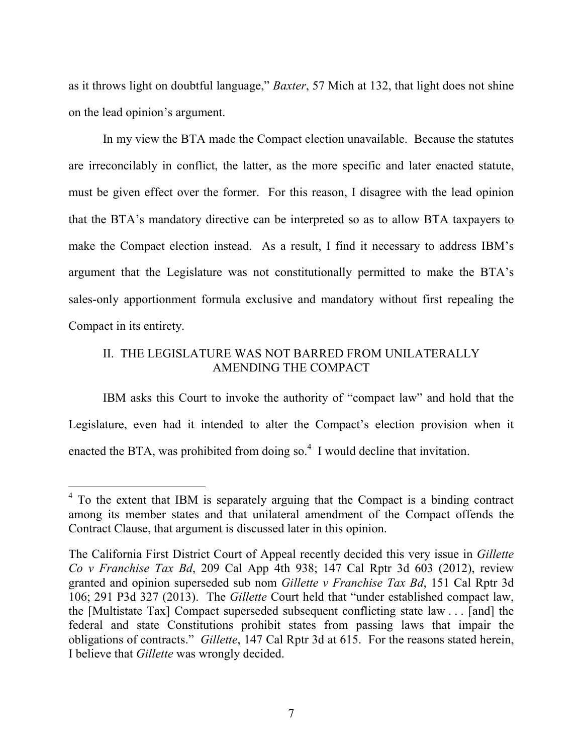as it throws light on doubtful language," *Baxter*, 57 Mich at 132, that light does not shine on the lead opinion's argument.

In my view the BTA made the Compact election unavailable. Because the statutes are irreconcilably in conflict, the latter, as the more specific and later enacted statute, must be given effect over the former. For this reason, I disagree with the lead opinion that the BTA's mandatory directive can be interpreted so as to allow BTA taxpayers to make the Compact election instead. As a result, I find it necessary to address IBM's argument that the Legislature was not constitutionally permitted to make the BTA's sales-only apportionment formula exclusive and mandatory without first repealing the Compact in its entirety.

## II. THE LEGISLATURE WAS NOT BARRED FROM UNILATERALLY AMENDING THE COMPACT

IBM asks this Court to invoke the authority of "compact law" and hold that the Legislature, even had it intended to alter the Compact's election provision when it enacted the BTA, was prohibited from doing so.[4] I would decline that invitation.

---

[4] To the extent that IBM is separately arguing that the Compact is a binding contract among its member states and that unilateral amendment of the Compact offends the Contract Clause, that argument is discussed later in this opinion.

The California First District Court of Appeal recently decided this very issue in *Gillette Co v Franchise Tax Bd*, 209 Cal App 4th 938; 147 Cal Rptr 3d 603 (2012), review granted and opinion superseded sub nom *Gillette v Franchise Tax Bd*, 151 Cal Rptr 3d 106; 291 P3d 327 (2013). The *Gillette* Court held that "under established compact law, the [Multistate Tax] Compact superseded subsequent conflicting state law . . . [and] the federal and state Constitutions prohibit states from passing laws that impair the obligations of contracts." *Gillette*, 147 Cal Rptr 3d at 615. For the reasons stated herein, I believe that *Gillette* was wrongly decided.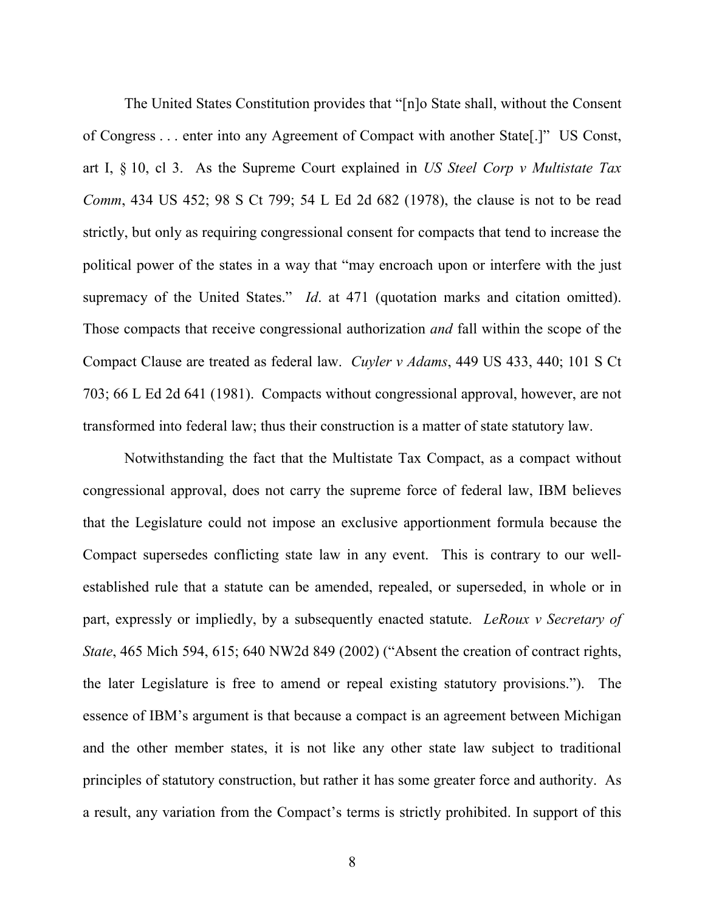The United States Constitution provides that "[n]o State shall, without the Consent of Congress . . . enter into any Agreement of Compact with another State[.]" US Const, art I, § 10, cl 3. As the Supreme Court explained in *US Steel Corp v Multistate Tax Comm*, 434 US 452; 98 S Ct 799; 54 L Ed 2d 682 (1978), the clause is not to be read strictly, but only as requiring congressional consent for compacts that tend to increase the political power of the states in a way that "may encroach upon or interfere with the just supremacy of the United States." *Id*. at 471 (quotation marks and citation omitted). Those compacts that receive congressional authorization *and* fall within the scope of the Compact Clause are treated as federal law. *Cuyler v Adams*, 449 US 433, 440; 101 S Ct 703; 66 L Ed 2d 641 (1981). Compacts without congressional approval, however, are not transformed into federal law; thus their construction is a matter of state statutory law.

Notwithstanding the fact that the Multistate Tax Compact, as a compact without congressional approval, does not carry the supreme force of federal law, IBM believes that the Legislature could not impose an exclusive apportionment formula because the Compact supersedes conflicting state law in any event. This is contrary to our well-established rule that a statute can be amended, repealed, or superseded, in whole or in part, expressly or impliedly, by a subsequently enacted statute. *LeRoux v Secretary of State*, 465 Mich 594, 615; 640 NW2d 849 (2002) ("Absent the creation of contract rights, the later Legislature is free to amend or repeal existing statutory provisions."). The essence of IBM's argument is that because a compact is an agreement between Michigan and the other member states, it is not like any other state law subject to traditional principles of statutory construction, but rather it has some greater force and authority. As a result, any variation from the Compact's terms is strictly prohibited. In support of this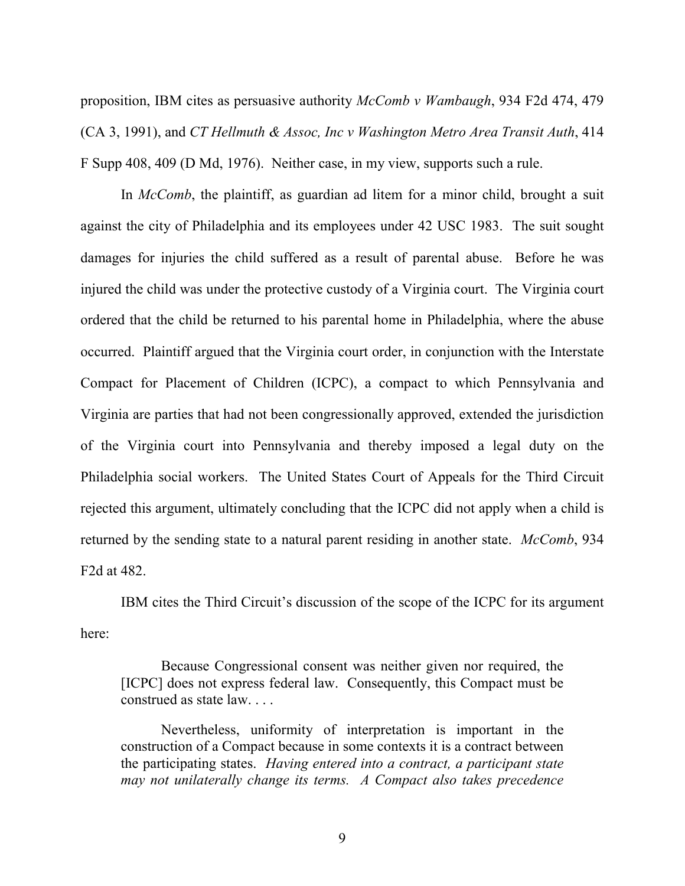proposition, IBM cites as persuasive authority *McComb v Wambaugh*, 934 F2d 474, 479 (CA 3, 1991), and *CT Hellmuth & Assoc, Inc v Washington Metro Area Transit Auth*, 414 F Supp 408, 409 (D Md, 1976). Neither case, in my view, supports such a rule.

In *McComb*, the plaintiff, as guardian ad litem for a minor child, brought a suit against the city of Philadelphia and its employees under 42 USC 1983. The suit sought damages for injuries the child suffered as a result of parental abuse. Before he was injured the child was under the protective custody of a Virginia court. The Virginia court ordered that the child be returned to his parental home in Philadelphia, where the abuse occurred. Plaintiff argued that the Virginia court order, in conjunction with the Interstate Compact for Placement of Children (ICPC), a compact to which Pennsylvania and Virginia are parties that had not been congressionally approved, extended the jurisdiction of the Virginia court into Pennsylvania and thereby imposed a legal duty on the Philadelphia social workers. The United States Court of Appeals for the Third Circuit rejected this argument, ultimately concluding that the ICPC did not apply when a child is returned by the sending state to a natural parent residing in another state. *McComb*, 934 F2d at 482.

IBM cites the Third Circuit's discussion of the scope of the ICPC for its argument here:

> Because Congressional consent was neither given nor required, the [ICPC] does not express federal law. Consequently, this Compact must be construed as state law. . . .
>
> Nevertheless, uniformity of interpretation is important in the construction of a Compact because in some contexts it is a contract between the participating states. *Having entered into a contract, a participant state may not unilaterally change its terms. A Compact also takes precedence*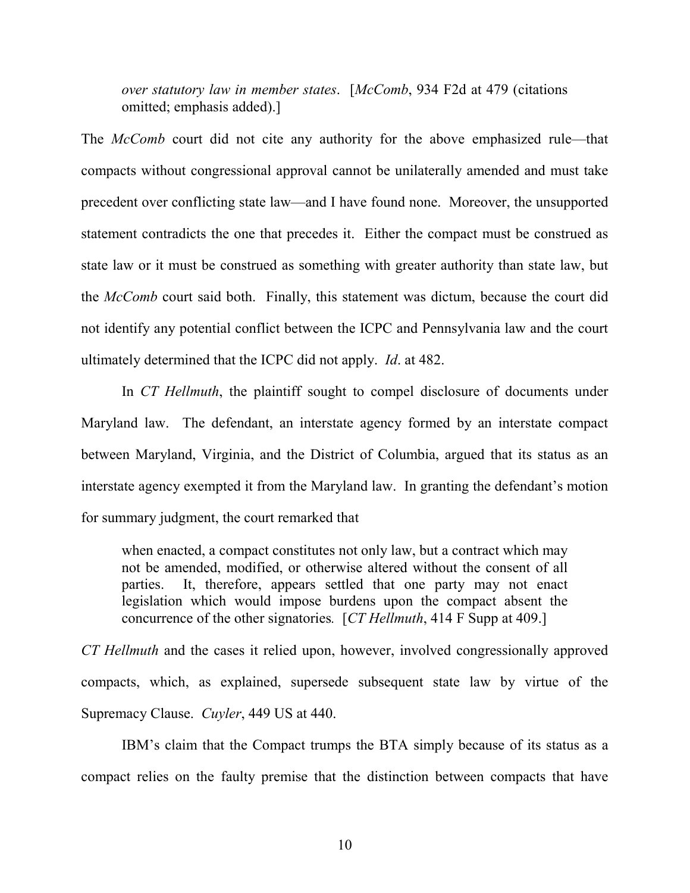> *over statutory law in member states*. [*McComb*, 934 F2d at 479 (citations omitted; emphasis added).]

The *McComb* court did not cite any authority for the above emphasized rule—that compacts without congressional approval cannot be unilaterally amended and must take precedent over conflicting state law—and I have found none. Moreover, the unsupported statement contradicts the one that precedes it. Either the compact must be construed as state law or it must be construed as something with greater authority than state law, but the *McComb* court said both. Finally, this statement was dictum, because the court did not identify any potential conflict between the ICPC and Pennsylvania law and the court ultimately determined that the ICPC did not apply. *Id*. at 482.

In *CT Hellmuth*, the plaintiff sought to compel disclosure of documents under Maryland law. The defendant, an interstate agency formed by an interstate compact between Maryland, Virginia, and the District of Columbia, argued that its status as an interstate agency exempted it from the Maryland law. In granting the defendant's motion for summary judgment, the court remarked that

> when enacted, a compact constitutes not only law, but a contract which may not be amended, modified, or otherwise altered without the consent of all parties. It, therefore, appears settled that one party may not enact legislation which would impose burdens upon the compact absent the concurrence of the other signatories. [*CT Hellmuth*, 414 F Supp at 409.]

*CT Hellmuth* and the cases it relied upon, however, involved congressionally approved compacts, which, as explained, supersede subsequent state law by virtue of the Supremacy Clause. *Cuyler*, 449 US at 440.

IBM's claim that the Compact trumps the BTA simply because of its status as a compact relies on the faulty premise that the distinction between compacts that have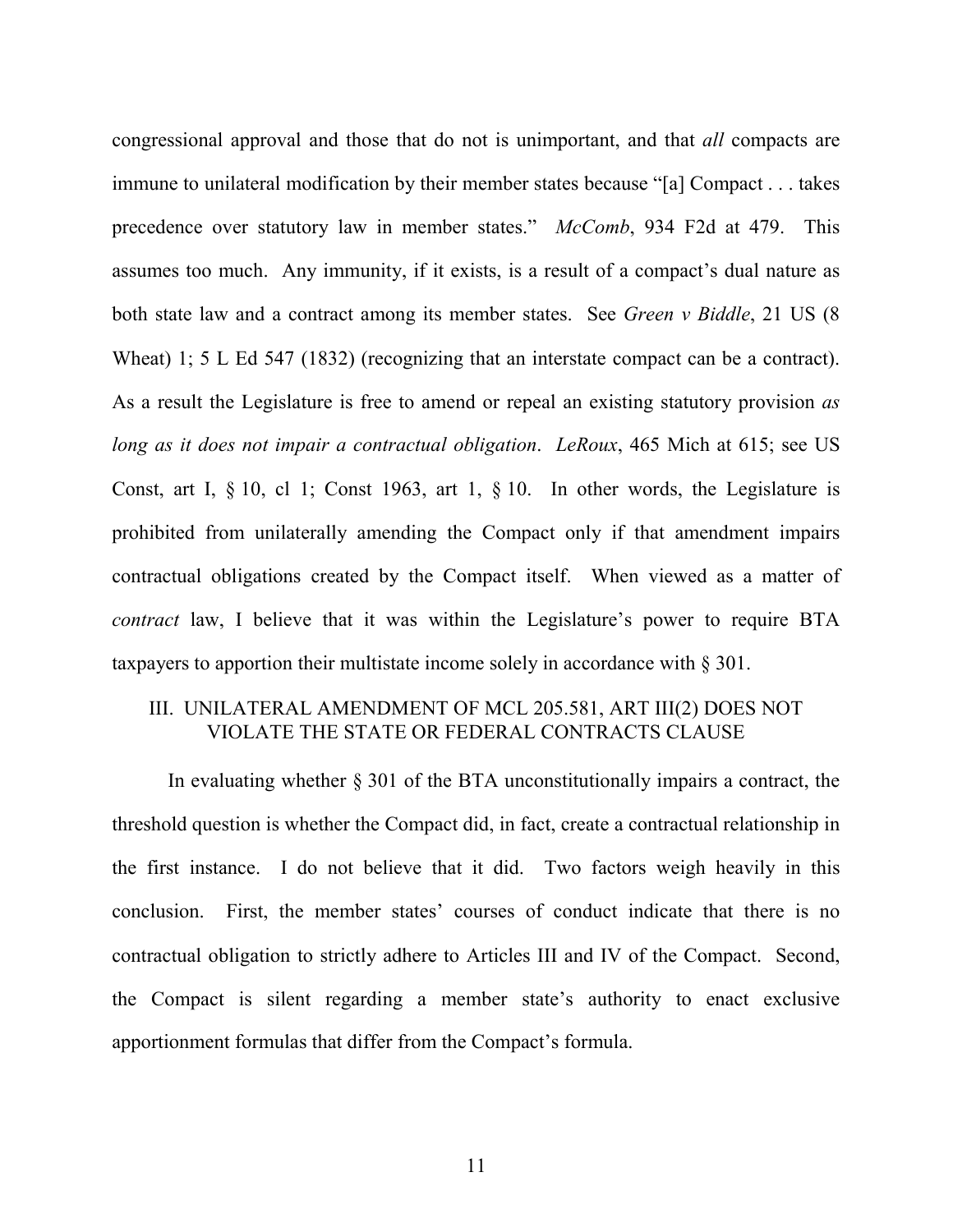congressional approval and those that do not is unimportant, and that *all* compacts are immune to unilateral modification by their member states because "[a] Compact . . . takes precedence over statutory law in member states." *McComb*, 934 F2d at 479. This assumes too much. Any immunity, if it exists, is a result of a compact's dual nature as both state law and a contract among its member states. See *Green v Biddle*, 21 US (8 Wheat) 1; 5 L Ed 547 (1832) (recognizing that an interstate compact can be a contract). As a result the Legislature is free to amend or repeal an existing statutory provision *as long as it does not impair a contractual obligation*. *LeRoux*, 465 Mich at 615; see US Const, art I, § 10, cl 1; Const 1963, art 1, § 10. In other words, the Legislature is prohibited from unilaterally amending the Compact only if that amendment impairs contractual obligations created by the Compact itself. When viewed as a matter of *contract* law, I believe that it was within the Legislature's power to require BTA taxpayers to apportion their multistate income solely in accordance with § 301.

## III. UNILATERAL AMENDMENT OF MCL 205.581, ART III(2) DOES NOT VIOLATE THE STATE OR FEDERAL CONTRACTS CLAUSE

In evaluating whether § 301 of the BTA unconstitutionally impairs a contract, the threshold question is whether the Compact did, in fact, create a contractual relationship in the first instance. I do not believe that it did. Two factors weigh heavily in this conclusion. First, the member states' courses of conduct indicate that there is no contractual obligation to strictly adhere to Articles III and IV of the Compact. Second, the Compact is silent regarding a member state's authority to enact exclusive apportionment formulas that differ from the Compact's formula.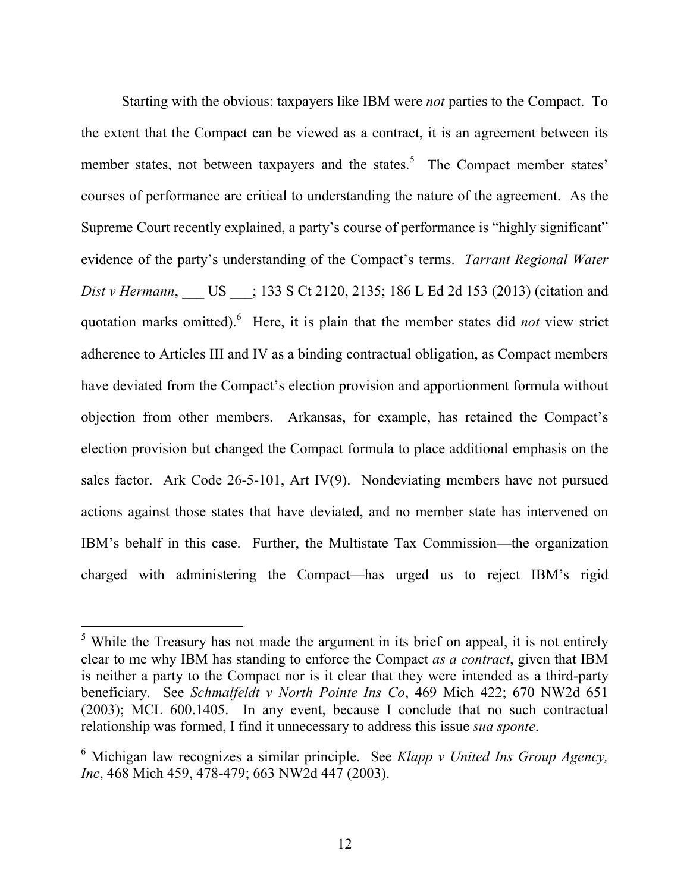Starting with the obvious: taxpayers like IBM were *not* parties to the Compact. To the extent that the Compact can be viewed as a contract, it is an agreement between its member states, not between taxpayers and the states.[5] The Compact member states' courses of performance are critical to understanding the nature of the agreement. As the Supreme Court recently explained, a party's course of performance is "highly significant" evidence of the party's understanding of the Compact's terms. *Tarrant Regional Water Dist v Hermann*, ___ US ___; 133 S Ct 2120, 2135; 186 L Ed 2d 153 (2013) (citation and quotation marks omitted).[6] Here, it is plain that the member states did *not* view strict adherence to Articles III and IV as a binding contractual obligation, as Compact members have deviated from the Compact's election provision and apportionment formula without objection from other members. Arkansas, for example, has retained the Compact's election provision but changed the Compact formula to place additional emphasis on the sales factor. Ark Code 26-5-101, Art IV(9). Nondeviating members have not pursued actions against those states that have deviated, and no member state has intervened on IBM's behalf in this case. Further, the Multistate Tax Commission—the organization charged with administering the Compact—has urged us to reject IBM's rigid

---

[5] While the Treasury has not made the argument in its brief on appeal, it is not entirely clear to me why IBM has standing to enforce the Compact *as a contract*, given that IBM is neither a party to the Compact nor is it clear that they were intended as a third-party beneficiary. See *Schmalfeldt v North Pointe Ins Co*, 469 Mich 422; 670 NW2d 651 (2003); MCL 600.1405. In any event, because I conclude that no such contractual relationship was formed, I find it unnecessary to address this issue *sua sponte*.

[6] Michigan law recognizes a similar principle. See *Klapp v United Ins Group Agency, Inc*, 468 Mich 459, 478-479; 663 NW2d 447 (2003).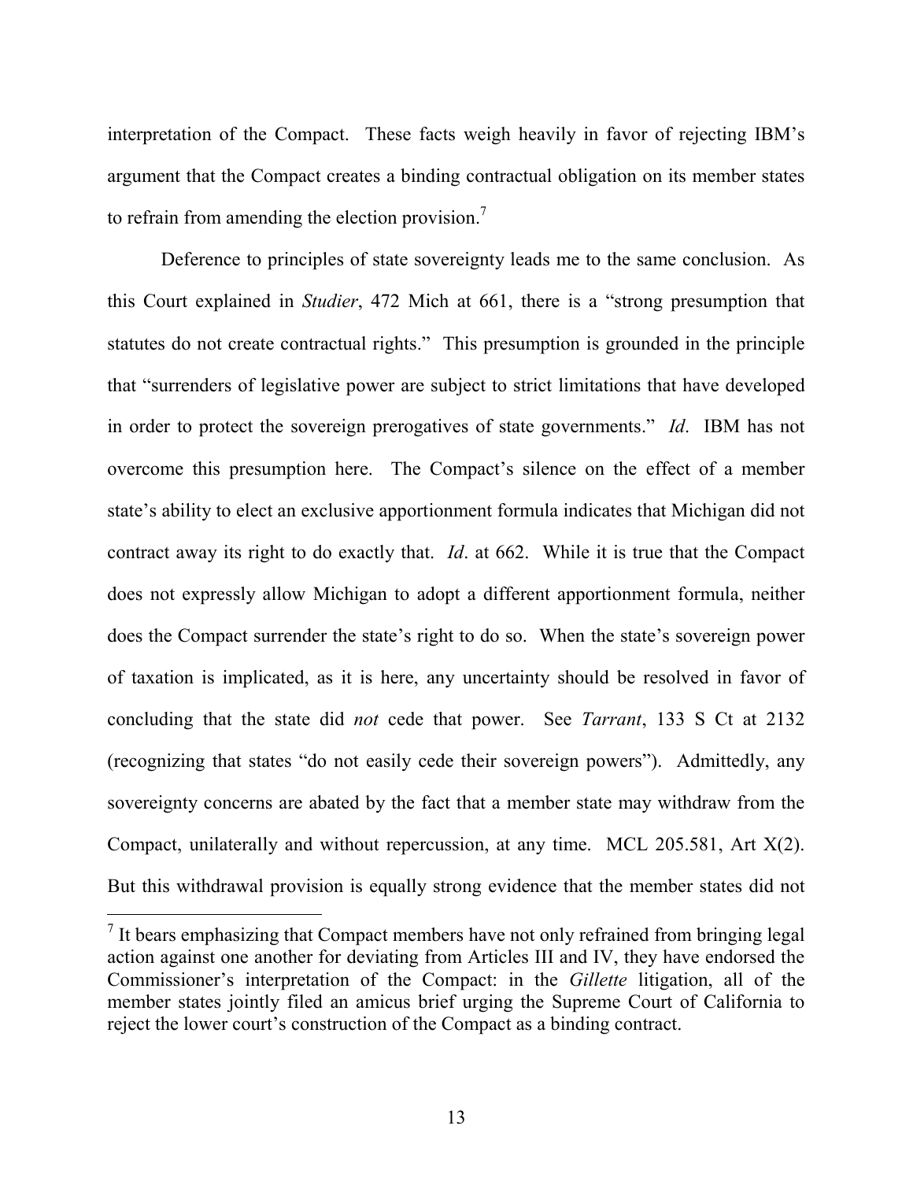interpretation of the Compact. These facts weigh heavily in favor of rejecting IBM's argument that the Compact creates a binding contractual obligation on its member states to refrain from amending the election provision.[7]

Deference to principles of state sovereignty leads me to the same conclusion. As this Court explained in *Studier*, 472 Mich at 661, there is a "strong presumption that statutes do not create contractual rights." This presumption is grounded in the principle that "surrenders of legislative power are subject to strict limitations that have developed in order to protect the sovereign prerogatives of state governments." *Id*. IBM has not overcome this presumption here. The Compact's silence on the effect of a member state's ability to elect an exclusive apportionment formula indicates that Michigan did not contract away its right to do exactly that. *Id*. at 662. While it is true that the Compact does not expressly allow Michigan to adopt a different apportionment formula, neither does the Compact surrender the state's right to do so. When the state's sovereign power of taxation is implicated, as it is here, any uncertainty should be resolved in favor of concluding that the state did *not* cede that power. See *Tarrant*, 133 S Ct at 2132 (recognizing that states "do not easily cede their sovereign powers"). Admittedly, any sovereignty concerns are abated by the fact that a member state may withdraw from the Compact, unilaterally and without repercussion, at any time. MCL 205.581, Art X(2). But this withdrawal provision is equally strong evidence that the member states did not

[7] It bears emphasizing that Compact members have not only refrained from bringing legal action against one another for deviating from Articles III and IV, they have endorsed the Commissioner's interpretation of the Compact: in the *Gillette* litigation, all of the member states jointly filed an amicus brief urging the Supreme Court of California to reject the lower court's construction of the Compact as a binding contract.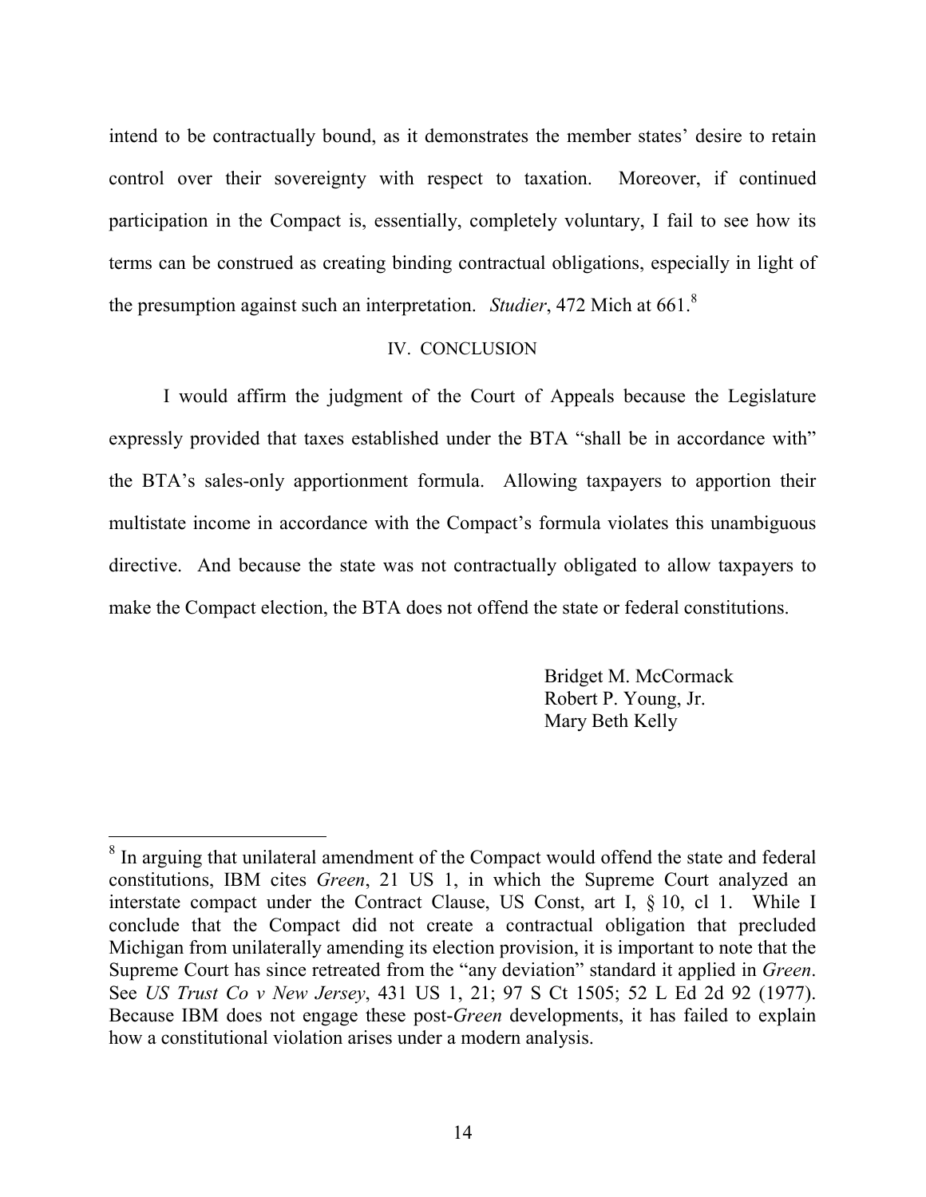intend to be contractually bound, as it demonstrates the member states' desire to retain control over their sovereignty with respect to taxation. Moreover, if continued participation in the Compact is, essentially, completely voluntary, I fail to see how its terms can be construed as creating binding contractual obligations, especially in light of the presumption against such an interpretation. *Studier*, 472 Mich at 661.[8]

## IV. CONCLUSION

I would affirm the judgment of the Court of Appeals because the Legislature expressly provided that taxes established under the BTA "shall be in accordance with" the BTA's sales-only apportionment formula. Allowing taxpayers to apportion their multistate income in accordance with the Compact's formula violates this unambiguous directive. And because the state was not contractually obligated to allow taxpayers to make the Compact election, the BTA does not offend the state or federal constitutions.

Bridget M. McCormack
Robert P. Young, Jr.
Mary Beth Kelly

---

[8] In arguing that unilateral amendment of the Compact would offend the state and federal constitutions, IBM cites *Green*, 21 US 1, in which the Supreme Court analyzed an interstate compact under the Contract Clause, US Const, art I, § 10, cl 1. While I conclude that the Compact did not create a contractual obligation that precluded Michigan from unilaterally amending its election provision, it is important to note that the Supreme Court has since retreated from the "any deviation" standard it applied in *Green*. See *US Trust Co v New Jersey*, 431 US 1, 21; 97 S Ct 1505; 52 L Ed 2d 92 (1977). Because IBM does not engage these post-*Green* developments, it has failed to explain how a constitutional violation arises under a modern analysis.